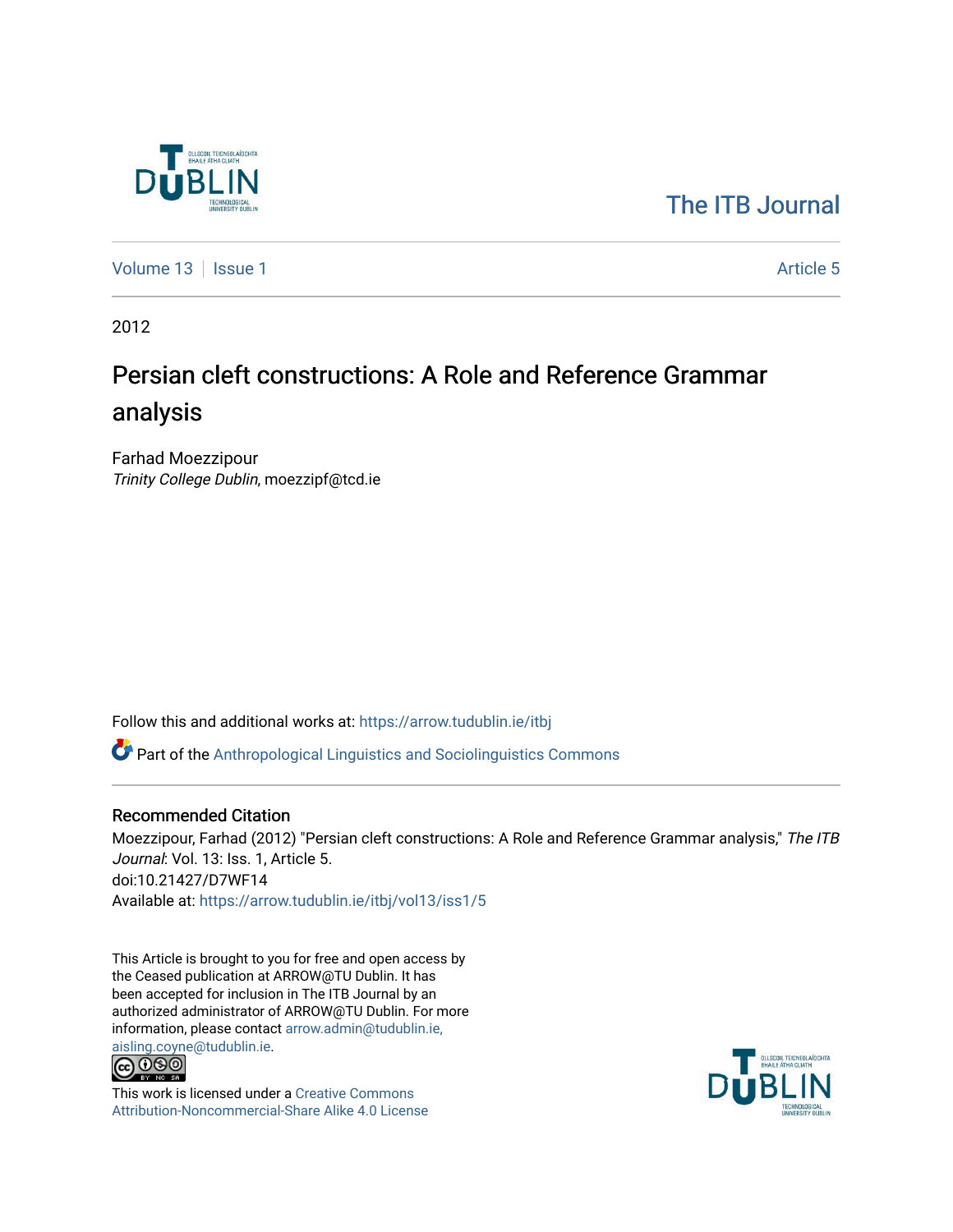The ITB Journal

Volume 13 | Issue 1 Article 5

2012

# Persian cleft constructions: A Role and Reference Grammar analysis

Farhad Moezzipour
*Trinity College Dublin*, moezzipf@tcd.ie

Follow this and additional works at: https://arrow.tudublin.ie/itbj

Part of the Anthropological Linguistics and Sociolinguistics Commons

## Recommended Citation

Moezzipour, Farhad (2012) "Persian cleft constructions: A Role and Reference Grammar analysis," *The ITB Journal*: Vol. 13: Iss. 1, Article 5.
doi:10.21427/D7WF14
Available at: https://arrow.tudublin.ie/itbj/vol13/iss1/5

This Article is brought to you for free and open access by the Ceased publication at ARROW@TU Dublin. It has been accepted for inclusion in The ITB Journal by an authorized administrator of ARROW@TU Dublin. For more information, please contact arrow.admin@tudublin.ie, aisling.coyne@tudublin.ie.

This work is licensed under a Creative Commons Attribution-Noncommercial-Share Alike 4.0 License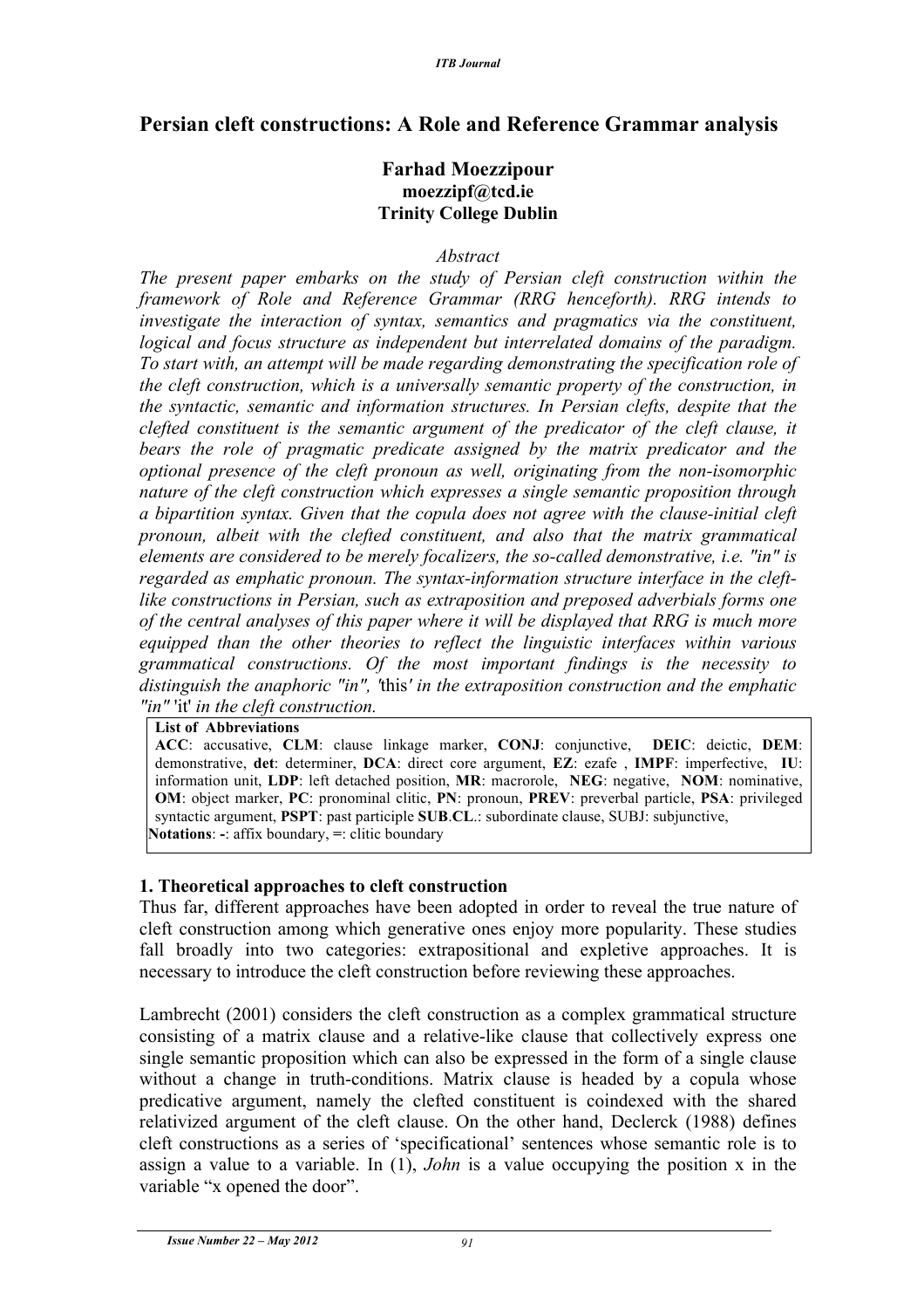# Persian cleft constructions: A Role and Reference Grammar analysis

**Farhad Moezzipour**
**moezzipf@tcd.ie**
**Trinity College Dublin**

*Abstract*

*The present paper embarks on the study of Persian cleft construction within the framework of Role and Reference Grammar (RRG henceforth). RRG intends to investigate the interaction of syntax, semantics and pragmatics via the constituent, logical and focus structure as independent but interrelated domains of the paradigm. To start with, an attempt will be made regarding demonstrating the specification role of the cleft construction, which is a universally semantic property of the construction, in the syntactic, semantic and information structures. In Persian clefts, despite that the clefted constituent is the semantic argument of the predicator of the cleft clause, it bears the role of pragmatic predicate assigned by the matrix predicator and the optional presence of the cleft pronoun as well, originating from the non-isomorphic nature of the cleft construction which expresses a single semantic proposition through a bipartition syntax. Given that the copula does not agree with the clause-initial cleft pronoun, albeit with the clefted constituent, and also that the matrix grammatical elements are considered to be merely focalizers, the so-called demonstrative, i.e. "in" is regarded as emphatic pronoun. The syntax-information structure interface in the cleft-like constructions in Persian, such as extraposition and preposed adverbials forms one of the central analyses of this paper where it will be displayed that RRG is much more equipped than the other theories to reflect the linguistic interfaces within various grammatical constructions. Of the most important findings is the necessity to distinguish the anaphoric "in", '*this*' in the extraposition construction and the emphatic "in"* 'it' *in the cleft construction.*

**List of Abbreviations**
**ACC**: accusative, **CLM**: clause linkage marker, **CONJ**: conjunctive, **DEIC**: deictic, **DEM**: demonstrative, **det**: determiner, **DCA**: direct core argument, **EZ**: ezafe , **IMPF**: imperfective, **IU**: information unit, **LDP**: left detached position, **MR**: macrorole, **NEG**: negative, **NOM**: nominative, **OM**: object marker, **PC**: pronominal clitic, **PN**: pronoun, **PREV**: preverbal particle, **PSA**: privileged syntactic argument, **PSPT**: past participle **SUB**.**CL**.: subordinate clause, SUBJ: subjunctive,
**Notations**: -: affix boundary, =: clitic boundary

## 1. Theoretical approaches to cleft construction

Thus far, different approaches have been adopted in order to reveal the true nature of cleft construction among which generative ones enjoy more popularity. These studies fall broadly into two categories: extrapositional and expletive approaches. It is necessary to introduce the cleft construction before reviewing these approaches.

Lambrecht (2001) considers the cleft construction as a complex grammatical structure consisting of a matrix clause and a relative-like clause that collectively express one single semantic proposition which can also be expressed in the form of a single clause without a change in truth-conditions. Matrix clause is headed by a copula whose predicative argument, namely the clefted constituent is coindexed with the shared relativized argument of the cleft clause. On the other hand, Declerck (1988) defines cleft constructions as a series of 'specificational' sentences whose semantic role is to assign a value to a variable. In (1), *John* is a value occupying the position x in the variable "x opened the door".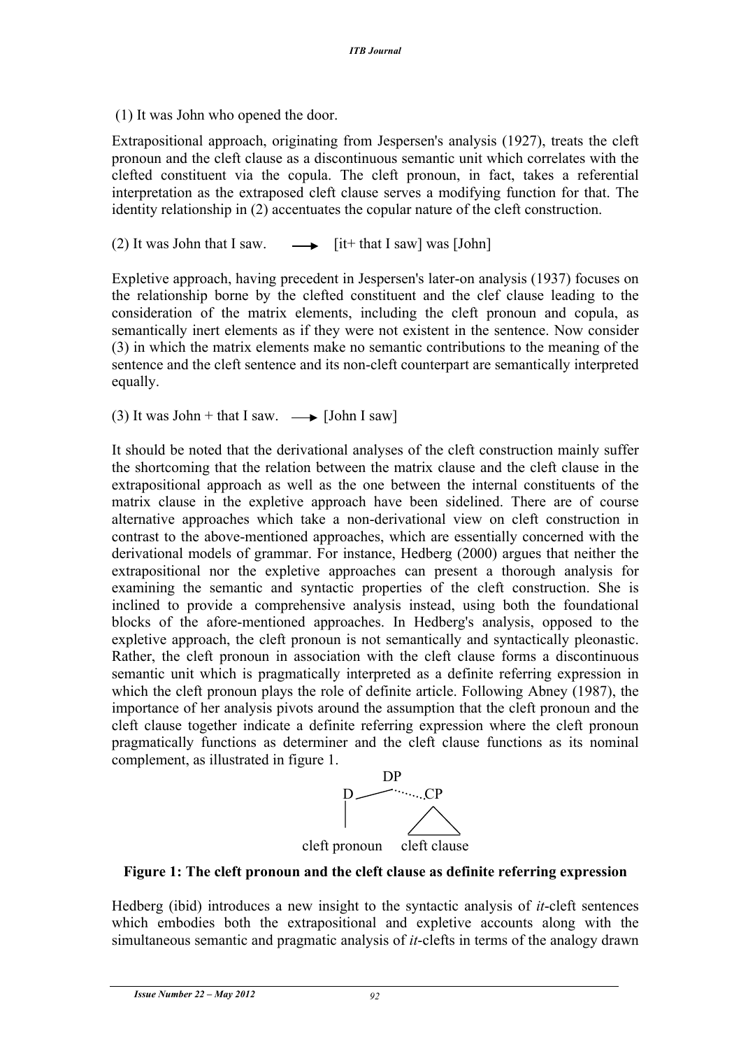(1) It was John who opened the door.

Extrapositional approach, originating from Jespersen's analysis (1927), treats the cleft pronoun and the cleft clause as a discontinuous semantic unit which correlates with the clefted constituent via the copula. The cleft pronoun, in fact, takes a referential interpretation as the extraposed cleft clause serves a modifying function for that. The identity relationship in (2) accentuates the copular nature of the cleft construction.

(2) It was John that I saw. ⟶ [it+ that I saw] was [John]

Expletive approach, having precedent in Jespersen's later-on analysis (1937) focuses on the relationship borne by the clefted constituent and the clef clause leading to the consideration of the matrix elements, including the cleft pronoun and copula, as semantically inert elements as if they were not existent in the sentence. Now consider (3) in which the matrix elements make no semantic contributions to the meaning of the sentence and the cleft sentence and its non-cleft counterpart are semantically interpreted equally.

(3) It was John + that I saw. ⟶ [John I saw]

It should be noted that the derivational analyses of the cleft construction mainly suffer the shortcoming that the relation between the matrix clause and the cleft clause in the extrapositional approach as well as the one between the internal constituents of the matrix clause in the expletive approach have been sidelined. There are of course alternative approaches which take a non-derivational view on cleft construction in contrast to the above-mentioned approaches, which are essentially concerned with the derivational models of grammar. For instance, Hedberg (2000) argues that neither the extrapositional nor the expletive approaches can present a thorough analysis for examining the semantic and syntactic properties of the cleft construction. She is inclined to provide a comprehensive analysis instead, using both the foundational blocks of the afore-mentioned approaches. In Hedberg's analysis, opposed to the expletive approach, the cleft pronoun is not semantically and syntactically pleonastic. Rather, the cleft pronoun in association with the cleft clause forms a discontinuous semantic unit which is pragmatically interpreted as a definite referring expression in which the cleft pronoun plays the role of definite article. Following Abney (1987), the importance of her analysis pivots around the assumption that the cleft pronoun and the cleft clause together indicate a definite referring expression where the cleft pronoun pragmatically functions as determiner and the cleft clause functions as its nominal complement, as illustrated in figure 1.

```
            DP
      D ________.......CP
      |                /\
      |               /  \
cleft pronoun    cleft clause
```

**Figure 1: The cleft pronoun and the cleft clause as definite referring expression**

Hedberg (ibid) introduces a new insight to the syntactic analysis of *it*-cleft sentences which embodies both the extrapositional and expletive accounts along with the simultaneous semantic and pragmatic analysis of *it*-clefts in terms of the analogy drawn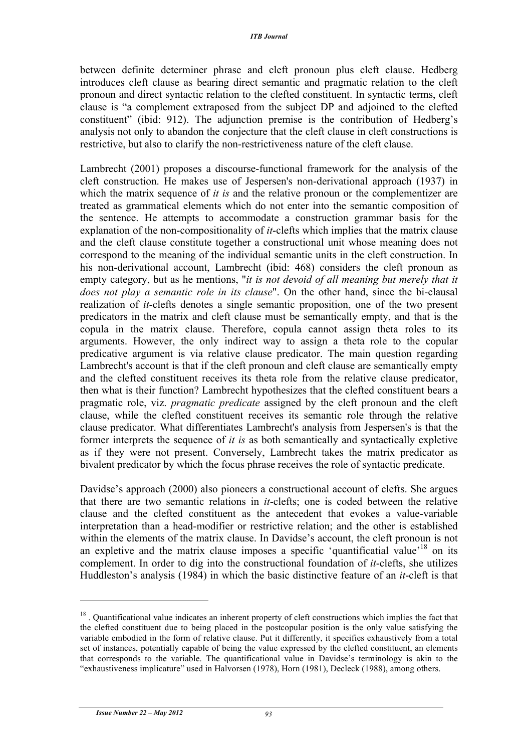between definite determiner phrase and cleft pronoun plus cleft clause. Hedberg introduces cleft clause as bearing direct semantic and pragmatic relation to the cleft pronoun and direct syntactic relation to the clefted constituent. In syntactic terms, cleft clause is "a complement extraposed from the subject DP and adjoined to the clefted constituent" (ibid: 912). The adjunction premise is the contribution of Hedberg's analysis not only to abandon the conjecture that the cleft clause in cleft constructions is restrictive, but also to clarify the non-restrictiveness nature of the cleft clause.

Lambrecht (2001) proposes a discourse-functional framework for the analysis of the cleft construction. He makes use of Jespersen's non-derivational approach (1937) in which the matrix sequence of *it is* and the relative pronoun or the complementizer are treated as grammatical elements which do not enter into the semantic composition of the sentence. He attempts to accommodate a construction grammar basis for the explanation of the non-compositionality of *it*-clefts which implies that the matrix clause and the cleft clause constitute together a constructional unit whose meaning does not correspond to the meaning of the individual semantic units in the cleft construction. In his non-derivational account, Lambrecht (ibid: 468) considers the cleft pronoun as empty category, but as he mentions, "*it is not devoid of all meaning but merely that it does not play a semantic role in its clause*". On the other hand, since the bi-clausal realization of *it*-clefts denotes a single semantic proposition, one of the two present predicators in the matrix and cleft clause must be semantically empty, and that is the copula in the matrix clause. Therefore, copula cannot assign theta roles to its arguments. However, the only indirect way to assign a theta role to the copular predicative argument is via relative clause predicator. The main question regarding Lambrecht's account is that if the cleft pronoun and cleft clause are semantically empty and the clefted constituent receives its theta role from the relative clause predicator, then what is their function? Lambrecht hypothesizes that the clefted constituent bears a pragmatic role, viz. *pragmatic predicate* assigned by the cleft pronoun and the cleft clause, while the clefted constituent receives its semantic role through the relative clause predicator. What differentiates Lambrecht's analysis from Jespersen's is that the former interprets the sequence of *it is* as both semantically and syntactically expletive as if they were not present. Conversely, Lambrecht takes the matrix predicator as bivalent predicator by which the focus phrase receives the role of syntactic predicate.

Davidse's approach (2000) also pioneers a constructional account of clefts. She argues that there are two semantic relations in *it*-clefts; one is coded between the relative clause and the clefted constituent as the antecedent that evokes a value-variable interpretation than a head-modifier or restrictive relation; and the other is established within the elements of the matrix clause. In Davidse's account, the cleft pronoun is not an expletive and the matrix clause imposes a specific 'quantificatial value'[18] on its complement. In order to dig into the constructional foundation of *it*-clefts, she utilizes Huddleston's analysis (1984) in which the basic distinctive feature of an *it*-cleft is that

---

[18] . Quantificational value indicates an inherent property of cleft constructions which implies the fact that the clefted constituent due to being placed in the postcopular position is the only value satisfying the variable embodied in the form of relative clause. Put it differently, it specifies exhaustively from a total set of instances, potentially capable of being the value expressed by the clefted constituent, an elements that corresponds to the variable. The quantificational value in Davidse's terminology is akin to the "exhaustiveness implicature" used in Halvorsen (1978), Horn (1981), Decleck (1988), among others.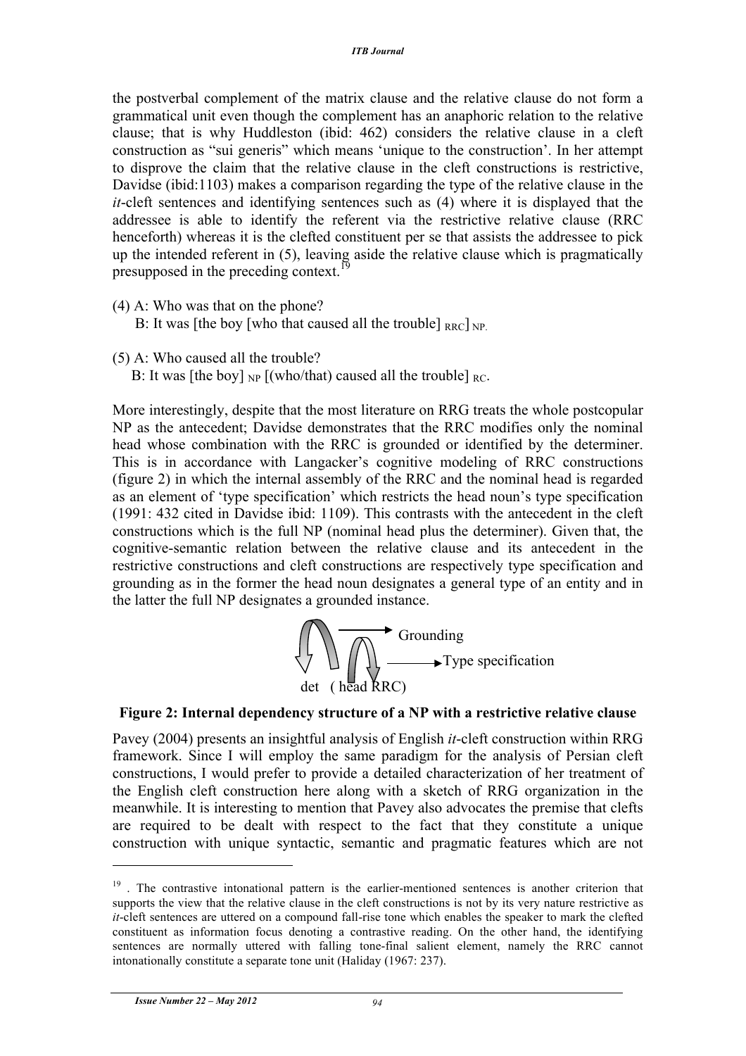the postverbal complement of the matrix clause and the relative clause do not form a grammatical unit even though the complement has an anaphoric relation to the relative clause; that is why Huddleston (ibid: 462) considers the relative clause in a cleft construction as “sui generis” which means ‘unique to the construction’. In her attempt to disprove the claim that the relative clause in the cleft constructions is restrictive, Davidse (ibid:1103) makes a comparison regarding the type of the relative clause in the *it*-cleft sentences and identifying sentences such as (4) where it is displayed that the addressee is able to identify the referent via the restrictive relative clause (RRC henceforth) whereas it is the clefted constituent per se that assists the addressee to pick up the intended referent in (5), leaving aside the relative clause which is pragmatically presupposed in the preceding context.[19]

(4) A: Who was that on the phone?
 B: It was [the boy [who that caused all the trouble] $_{RRC}$] $_{NP.}$

(5) A: Who caused all the trouble?
 B: It was [the boy] $_{NP}$ [(who/that) caused all the trouble] $_{RC}$.

More interestingly, despite that the most literature on RRG treats the whole postcopular NP as the antecedent; Davidse demonstrates that the RRC modifies only the nominal head whose combination with the RRC is grounded or identified by the determiner. This is in accordance with Langacker’s cognitive modeling of RRC constructions (figure 2) in which the internal assembly of the RRC and the nominal head is regarded as an element of ‘type specification’ which restricts the head noun’s type specification (1991: 432 cited in Davidse ibid: 1109). This contrasts with the antecedent in the cleft constructions which is the full NP (nominal head plus the determiner). Given that, the cognitive-semantic relation between the relative clause and its antecedent in the restrictive constructions and cleft constructions are respectively type specification and grounding as in the former the head noun designates a general type of an entity and in the latter the full NP designates a grounded instance.

Grounding
Type specification
det ( head RRC)

**Figure 2: Internal dependency structure of a NP with a restrictive relative clause**

Pavey (2004) presents an insightful analysis of English *it*-cleft construction within RRG framework. Since I will employ the same paradigm for the analysis of Persian cleft constructions, I would prefer to provide a detailed characterization of her treatment of the English cleft construction here along with a sketch of RRG organization in the meanwhile. It is interesting to mention that Pavey also advocates the premise that clefts are required to be dealt with respect to the fact that they constitute a unique construction with unique syntactic, semantic and pragmatic features which are not

---

[19] . The contrastive intonational pattern is the earlier-mentioned sentences is another criterion that supports the view that the relative clause in the cleft constructions is not by its very nature restrictive as *it*-cleft sentences are uttered on a compound fall-rise tone which enables the speaker to mark the clefted constituent as information focus denoting a contrastive reading. On the other hand, the identifying sentences are normally uttered with falling tone-final salient element, namely the RRC cannot intonationally constitute a separate tone unit (Haliday (1967: 237).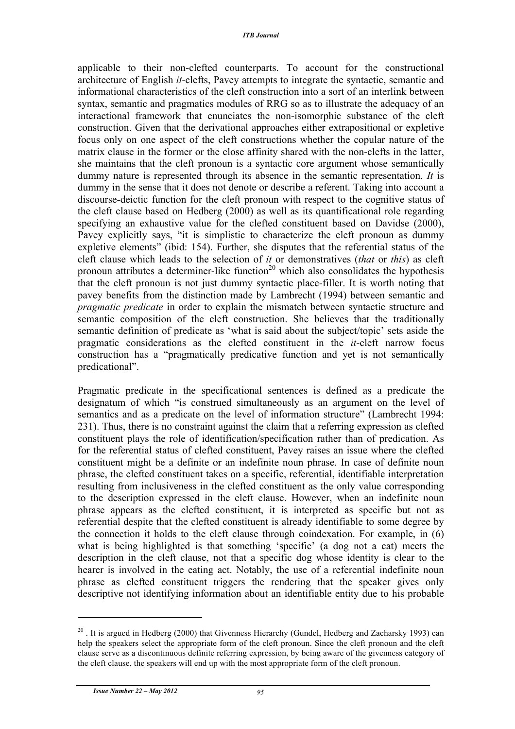applicable to their non-clefted counterparts. To account for the constructional architecture of English *it*-clefts, Pavey attempts to integrate the syntactic, semantic and informational characteristics of the cleft construction into a sort of an interlink between syntax, semantic and pragmatics modules of RRG so as to illustrate the adequacy of an interactional framework that enunciates the non-isomorphic substance of the cleft construction. Given that the derivational approaches either extrapositional or expletive focus only on one aspect of the cleft constructions whether the copular nature of the matrix clause in the former or the close affinity shared with the non-clefts in the latter, she maintains that the cleft pronoun is a syntactic core argument whose semantically dummy nature is represented through its absence in the semantic representation. *It* is dummy in the sense that it does not denote or describe a referent. Taking into account a discourse-deictic function for the cleft pronoun with respect to the cognitive status of the cleft clause based on Hedberg (2000) as well as its quantificational role regarding specifying an exhaustive value for the clefted constituent based on Davidse (2000), Pavey explicitly says, "it is simplistic to characterize the cleft pronoun as dummy expletive elements" (ibid: 154). Further, she disputes that the referential status of the cleft clause which leads to the selection of *it* or demonstratives (*that* or *this*) as cleft pronoun attributes a determiner-like function[20] which also consolidates the hypothesis that the cleft pronoun is not just dummy syntactic place-filler. It is worth noting that pavey benefits from the distinction made by Lambrecht (1994) between semantic and *pragmatic predicate* in order to explain the mismatch between syntactic structure and semantic composition of the cleft construction. She believes that the traditionally semantic definition of predicate as 'what is said about the subject/topic' sets aside the pragmatic considerations as the clefted constituent in the *it*-cleft narrow focus construction has a "pragmatically predicative function and yet is not semantically predicational".

Pragmatic predicate in the specificational sentences is defined as a predicate the designatum of which "is construed simultaneously as an argument on the level of semantics and as a predicate on the level of information structure" (Lambrecht 1994: 231). Thus, there is no constraint against the claim that a referring expression as clefted constituent plays the role of identification/specification rather than of predication. As for the referential status of clefted constituent, Pavey raises an issue where the clefted constituent might be a definite or an indefinite noun phrase. In case of definite noun phrase, the clefted constituent takes on a specific, referential, identifiable interpretation resulting from inclusiveness in the clefted constituent as the only value corresponding to the description expressed in the cleft clause. However, when an indefinite noun phrase appears as the clefted constituent, it is interpreted as specific but not as referential despite that the clefted constituent is already identifiable to some degree by the connection it holds to the cleft clause through coindexation. For example, in (6) what is being highlighted is that something 'specific' (a dog not a cat) meets the description in the cleft clause, not that a specific dog whose identity is clear to the hearer is involved in the eating act. Notably, the use of a referential indefinite noun phrase as clefted constituent triggers the rendering that the speaker gives only descriptive not identifying information about an identifiable entity due to his probable

---

[20] . It is argued in Hedberg (2000) that Givenness Hierarchy (Gundel, Hedberg and Zacharsky 1993) can help the speakers select the appropriate form of the cleft pronoun. Since the cleft pronoun and the cleft clause serve as a discontinuous definite referring expression, by being aware of the givenness category of the cleft clause, the speakers will end up with the most appropriate form of the cleft pronoun.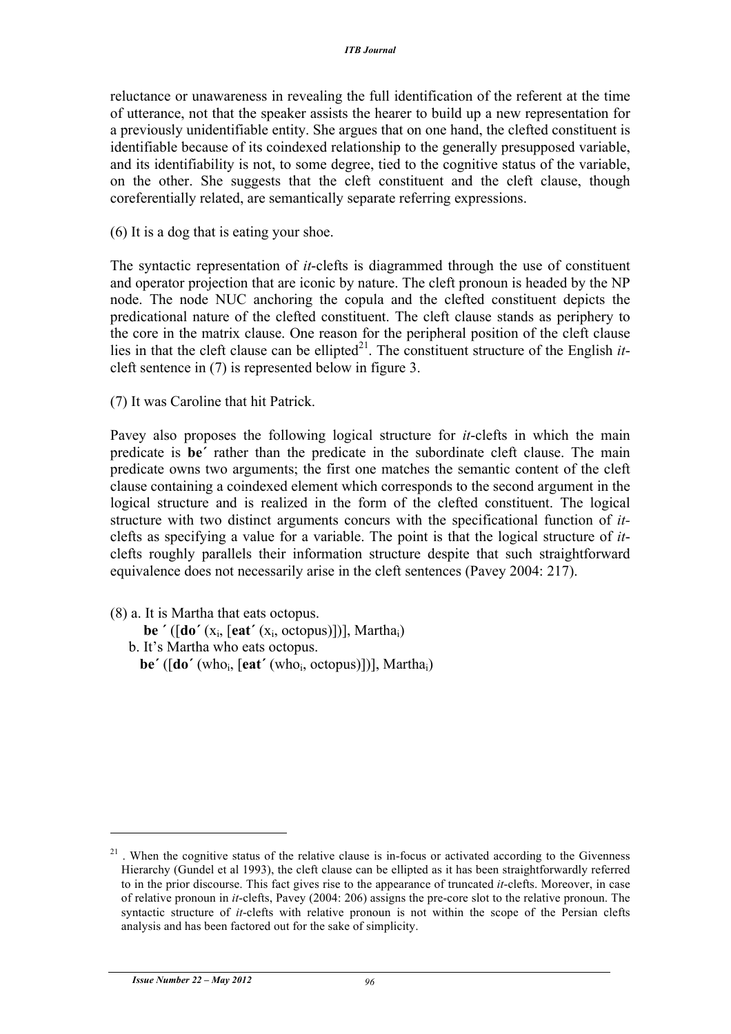reluctance or unawareness in revealing the full identification of the referent at the time of utterance, not that the speaker assists the hearer to build up a new representation for a previously unidentifiable entity. She argues that on one hand, the clefted constituent is identifiable because of its coindexed relationship to the generally presupposed variable, and its identifiability is not, to some degree, tied to the cognitive status of the variable, on the other. She suggests that the cleft constituent and the cleft clause, though coreferentially related, are semantically separate referring expressions.

(6) It is a dog that is eating your shoe.

The syntactic representation of *it*-clefts is diagrammed through the use of constituent and operator projection that are iconic by nature. The cleft pronoun is headed by the NP node. The node NUC anchoring the copula and the clefted constituent depicts the predicational nature of the clefted constituent. The cleft clause stands as periphery to the core in the matrix clause. One reason for the peripheral position of the cleft clause lies in that the cleft clause can be ellipted[21]. The constituent structure of the English *it*-cleft sentence in (7) is represented below in figure 3.

(7) It was Caroline that hit Patrick.

Pavey also proposes the following logical structure for *it*-clefts in which the main predicate is **be´** rather than the predicate in the subordinate cleft clause. The main predicate owns two arguments; the first one matches the semantic content of the cleft clause containing a coindexed element which corresponds to the second argument in the logical structure and is realized in the form of the clefted constituent. The logical structure with two distinct arguments concurs with the specificational function of *it*-clefts as specifying a value for a variable. The point is that the logical structure of *it*-clefts roughly parallels their information structure despite that such straightforward equivalence does not necessarily arise in the cleft sentences (Pavey 2004: 217).

(8) a. It is Martha that eats octopus.
 **be ´** ([**do´** ($x_i$, [**eat´** ($x_i$, octopus)])], $Martha_i$)
 b. It's Martha who eats octopus.
 **be´** ([**do´** ($who_i$, [**eat´** ($who_i$, octopus)])], $Martha_i$)

---

[21] . When the cognitive status of the relative clause is in-focus or activated according to the Givenness Hierarchy (Gundel et al 1993), the cleft clause can be ellipted as it has been straightforwardly referred to in the prior discourse. This fact gives rise to the appearance of truncated *it*-clefts. Moreover, in case of relative pronoun in *it*-clefts, Pavey (2004: 206) assigns the pre-core slot to the relative pronoun. The syntactic structure of *it*-clefts with relative pronoun is not within the scope of the Persian clefts analysis and has been factored out for the sake of simplicity.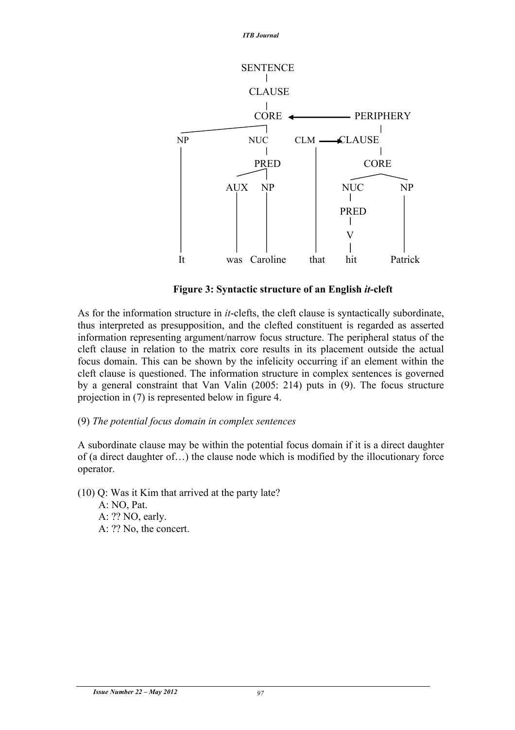**Figure 3: Syntactic structure of an English *it*-cleft**

As for the information structure in *it*-clefts, the cleft clause is syntactically subordinate, thus interpreted as presupposition, and the clefted constituent is regarded as asserted information representing argument/narrow focus structure. The peripheral status of the cleft clause in relation to the matrix core results in its placement outside the actual focus domain. This can be shown by the infelicity occurring if an element within the cleft clause is questioned. The information structure in complex sentences is governed by a general constraint that Van Valin (2005: 214) puts in (9). The focus structure projection in (7) is represented below in figure 4.

(9) *The potential focus domain in complex sentences*

A subordinate clause may be within the potential focus domain if it is a direct daughter of (a direct daughter of…) the clause node which is modified by the illocutionary force operator.

(10) Q: Was it Kim that arrived at the party late?
A: NO, Pat.
A: ?? NO, early.
A: ?? No, the concert.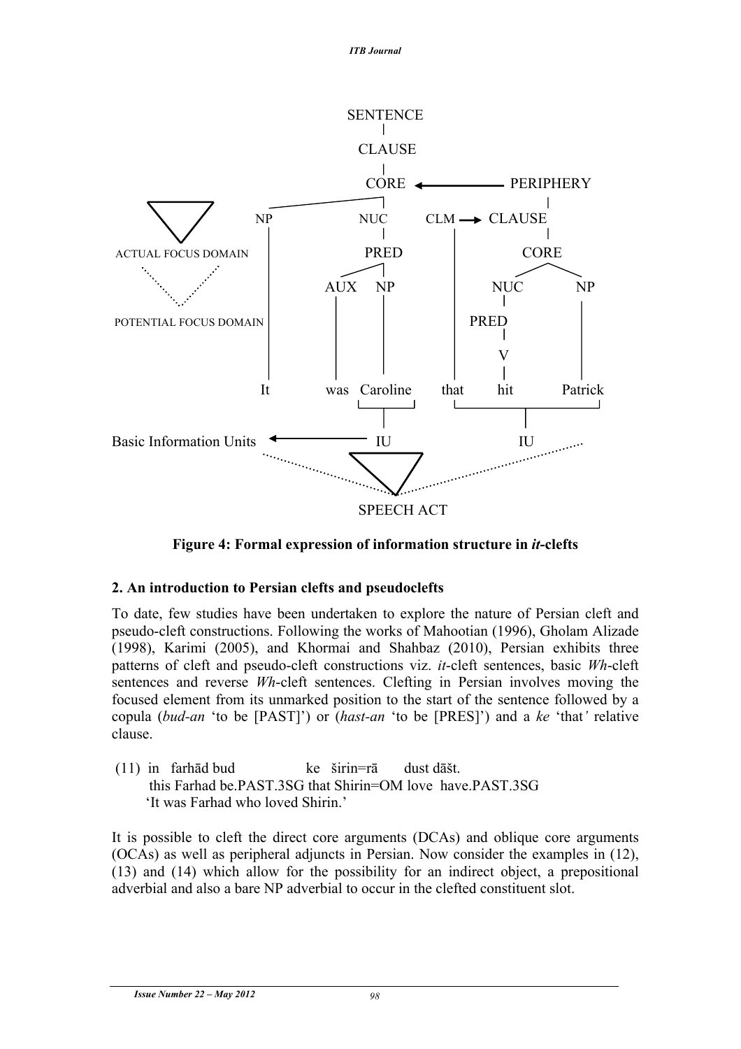```
                         SENTENCE
                            |
                          CLAUSE
                            |
                           CORE  <-----------  PERIPHERY
                            |                      |
        NP                 NUC       CLM  --->  CLAUSE
                            |                      |
ACTUAL FOCUS DOMAIN        PRED                  CORE
                          /    \                /     \
                       AUX      NP            NUC      NP
POTENTIAL FOCUS DOMAIN                         |
                                              PRED
                                               |
                                               V
                                               |
        It             was   Caroline   that  hit    Patrick

Basic Information Units  <-------  IU                 IU

                               SPEECH ACT
```

**Figure 4: Formal expression of information structure in *it*-clefts**

## 2. An introduction to Persian clefts and pseudoclefts

To date, few studies have been undertaken to explore the nature of Persian cleft and pseudo-cleft constructions. Following the works of Mahootian (1996), Gholam Alizade (1998), Karimi (2005), and Khormai and Shahbaz (2010), Persian exhibits three patterns of cleft and pseudo-cleft constructions viz. *it*-cleft sentences, basic *Wh*-cleft sentences and reverse *Wh*-cleft sentences. Clefting in Persian involves moving the focused element from its unmarked position to the start of the sentence followed by a copula (*bud-an* 'to be [PAST]') or (*hast-an* 'to be [PRES]') and a *ke* 'that*'* relative clause.

(11) in farhād bud ke širin=rā dust dāšt.
this Farhad be.PAST.3SG that Shirin=OM love have.PAST.3SG
'It was Farhad who loved Shirin.'

It is possible to cleft the direct core arguments (DCAs) and oblique core arguments (OCAs) as well as peripheral adjuncts in Persian. Now consider the examples in (12), (13) and (14) which allow for the possibility for an indirect object, a prepositional adverbial and also a bare NP adverbial to occur in the clefted constituent slot.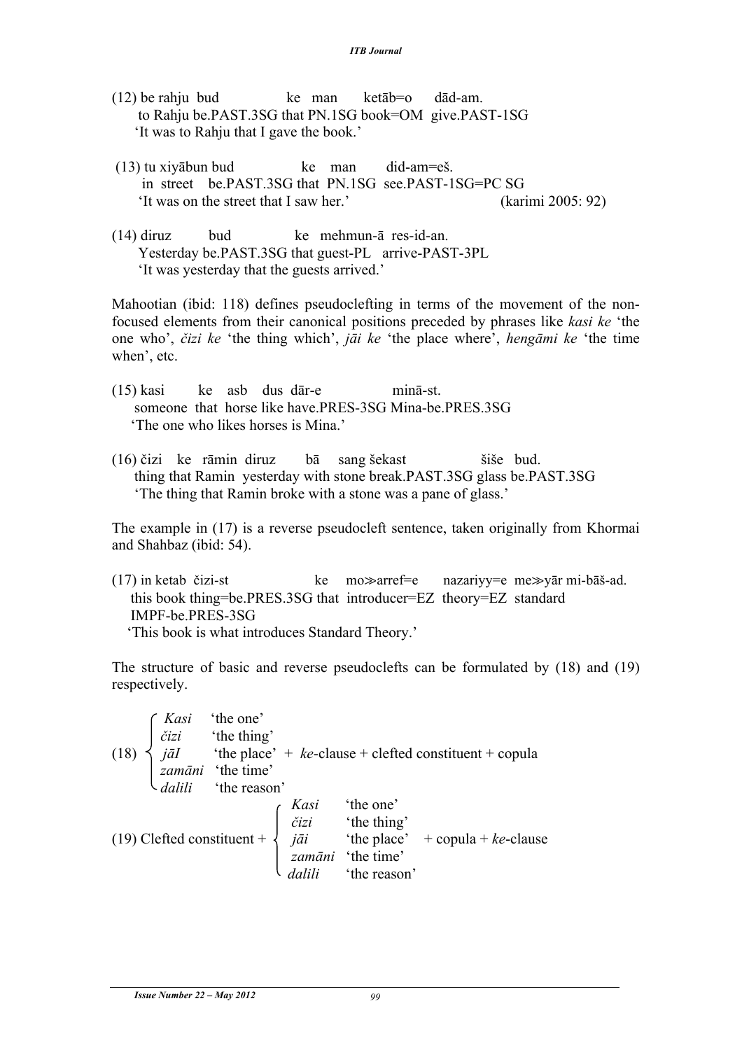(12) be rahju bud ke man ketāb=o dād-am.
to Rahju be.PAST.3SG that PN.1SG book=OM give.PAST-1SG
'It was to Rahju that I gave the book.'

(13) tu xiyābun bud ke man did-am=eš.
in street be.PAST.3SG that PN.1SG see.PAST-1SG=PC SG
'It was on the street that I saw her.' (karimi 2005: 92)

(14) diruz bud ke mehmun-ā res-id-an.
Yesterday be.PAST.3SG that guest-PL arrive-PAST-3PL
'It was yesterday that the guests arrived.'

Mahootian (ibid: 118) defines pseudoclefting in terms of the movement of the non-focused elements from their canonical positions preceded by phrases like *kasi ke* 'the one who', *čizi ke* 'the thing which', *jāi ke* 'the place where', *hengāmi ke* 'the time when', etc.

(15) kasi ke asb dus dār-e minā-st.
someone that horse like have.PRES-3SG Mina-be.PRES.3SG
'The one who likes horses is Mina.'

(16) čizi ke rāmin diruz bā sang šekast šiše bud.
thing that Ramin yesterday with stone break.PAST.3SG glass be.PAST.3SG
'The thing that Ramin broke with a stone was a pane of glass.'

The example in (17) is a reverse pseudocleft sentence, taken originally from Khormai and Shahbaz (ibid: 54).

(17) in ketab čizi-st ke mo≫arref=e nazariyy=e me≫yār mi-bāš-ad.
this book thing=be.PRES.3SG that introducer=EZ theory=EZ standard IMPF-be.PRES-3SG
'This book is what introduces Standard Theory.'

The structure of basic and reverse pseudoclefts can be formulated by (18) and (19) respectively.

(18) { *Kasi* 'the one' / *čizi* 'the thing' / *jāI* 'the place' / *zamāni* 'the time' / *dalili* 'the reason' } + *ke*-clause + clefted constituent + copula

(19) Clefted constituent + { *Kasi* 'the one' / *čizi* 'the thing' / *jāi* 'the place' / *zamāni* 'the time' / *dalili* 'the reason' } + copula + *ke*-clause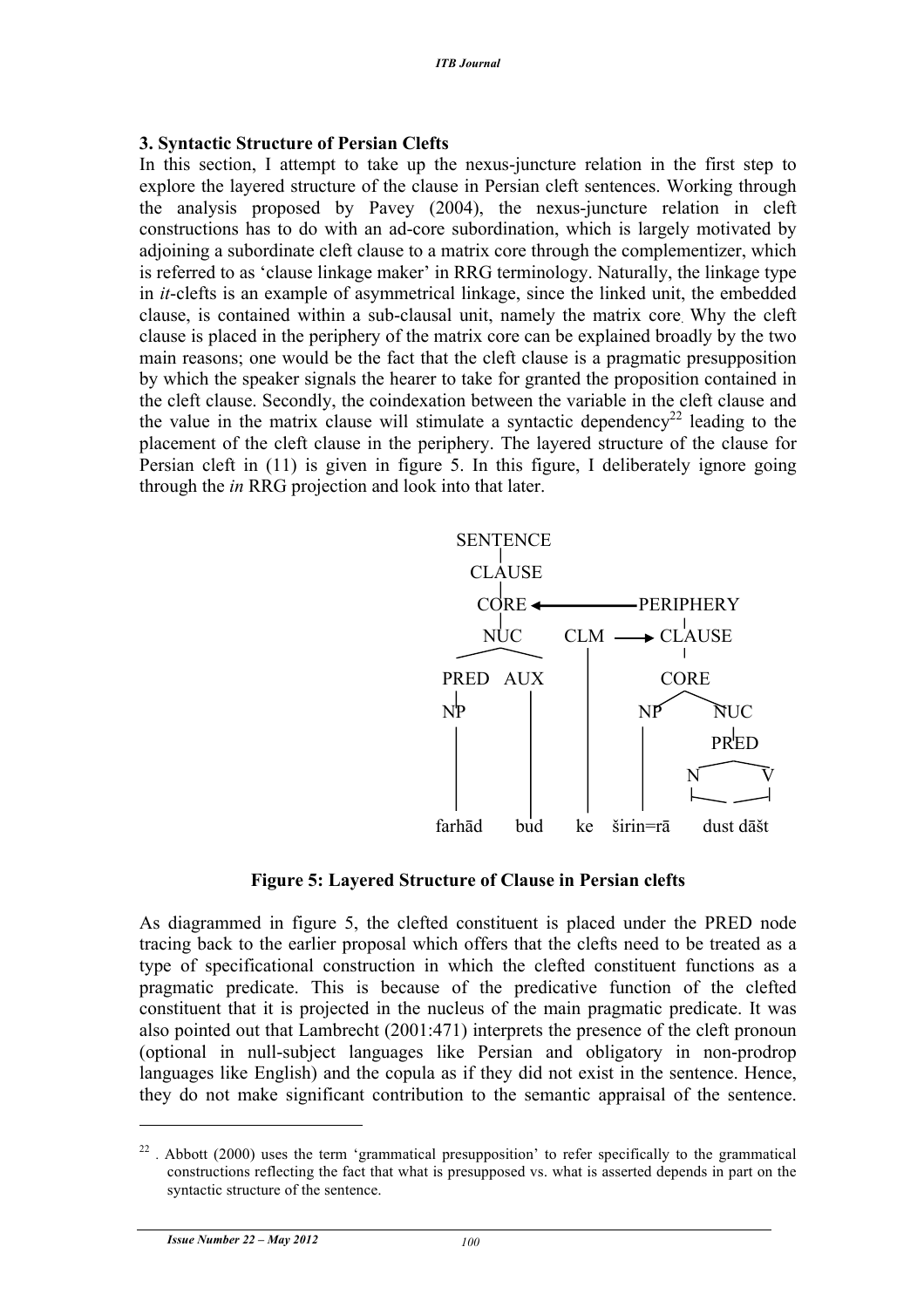### 3. Syntactic Structure of Persian Clefts

In this section, I attempt to take up the nexus-juncture relation in the first step to explore the layered structure of the clause in Persian cleft sentences. Working through the analysis proposed by Pavey (2004), the nexus-juncture relation in cleft constructions has to do with an ad-core subordination, which is largely motivated by adjoining a subordinate cleft clause to a matrix core through the complementizer, which is referred to as 'clause linkage maker' in RRG terminology. Naturally, the linkage type in *it*-clefts is an example of asymmetrical linkage, since the linked unit, the embedded clause, is contained within a sub-clausal unit, namely the matrix core. Why the cleft clause is placed in the periphery of the matrix core can be explained broadly by the two main reasons; one would be the fact that the cleft clause is a pragmatic presupposition by which the speaker signals the hearer to take for granted the proposition contained in the cleft clause. Secondly, the coindexation between the variable in the cleft clause and the value in the matrix clause will stimulate a syntactic dependency[22] leading to the placement of the cleft clause in the periphery. The layered structure of the clause for Persian cleft in (11) is given in figure 5. In this figure, I deliberately ignore going through the *in* RRG projection and look into that later.

```
SENTENCE
   |
 CLAUSE
   |
  CORE <------------ PERIPHERY
   |                    |
  NUC      CLM -----> CLAUSE
 /    \     |            |
PRED  AUX   |          CORE
 |     |    |         /    \
 NP    |    |       NP     NUC
 |     |    |       |       |
 |     |    |       |      PRED
 |     |    |       |     /    \
 |     |    |       |    N      V
 |     |    |       |    |______|
farhād bud  ke   širin=rā  dust dāšt
```

**Figure 5: Layered Structure of Clause in Persian clefts**

As diagrammed in figure 5, the clefted constituent is placed under the PRED node tracing back to the earlier proposal which offers that the clefts need to be treated as a type of specificational construction in which the clefted constituent functions as a pragmatic predicate. This is because of the predicative function of the clefted constituent that it is projected in the nucleus of the main pragmatic predicate. It was also pointed out that Lambrecht (2001:471) interprets the presence of the cleft pronoun (optional in null-subject languages like Persian and obligatory in non-prodrop languages like English) and the copula as if they did not exist in the sentence. Hence, they do not make significant contribution to the semantic appraisal of the sentence.

---

[22] . Abbott (2000) uses the term 'grammatical presupposition' to refer specifically to the grammatical constructions reflecting the fact that what is presupposed vs. what is asserted depends in part on the syntactic structure of the sentence.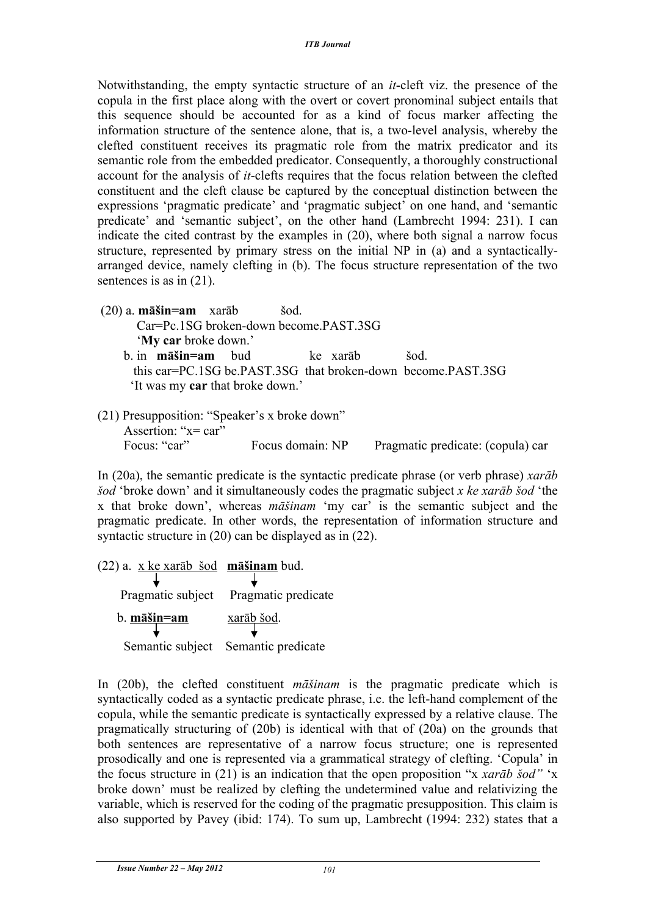Notwithstanding, the empty syntactic structure of an *it*-cleft viz. the presence of the copula in the first place along with the overt or covert pronominal subject entails that this sequence should be accounted for as a kind of focus marker affecting the information structure of the sentence alone, that is, a two-level analysis, whereby the clefted constituent receives its pragmatic role from the matrix predicator and its semantic role from the embedded predicator. Consequently, a thoroughly constructional account for the analysis of *it*-clefts requires that the focus relation between the clefted constituent and the cleft clause be captured by the conceptual distinction between the expressions 'pragmatic predicate' and 'pragmatic subject' on one hand, and 'semantic predicate' and 'semantic subject', on the other hand (Lambrecht 1994: 231). I can indicate the cited contrast by the examples in (20), where both signal a narrow focus structure, represented by primary stress on the initial NP in (a) and a syntactically-arranged device, namely clefting in (b). The focus structure representation of the two sentences is as in (21).

(20) a. **māšin=am** xarāb šod.
Car=Pc.1SG broken-down become.PAST.3SG
'**My car** broke down.'

b. in **māšin=am** bud ke xarāb šod.
this car=PC.1SG be.PAST.3SG that broken-down become.PAST.3SG
'It was my **car** that broke down.'

(21) Presupposition: "Speaker's x broke down"
Assertion: "x= car"
Focus: "car"     Focus domain: NP     Pragmatic predicate: (copula) car

In (20a), the semantic predicate is the syntactic predicate phrase (or verb phrase) *xarāb šod* 'broke down' and it simultaneously codes the pragmatic subject *x ke xarāb šod* 'the x that broke down', whereas *māšinam* 'my car' is the semantic subject and the pragmatic predicate. In other words, the representation of information structure and syntactic structure in (20) can be displayed as in (22).

(22) a. x ke xarāb šod **māšinam** bud.
x ke xarāb šod → Pragmatic subject
**māšinam** → Pragmatic predicate

b. **māšin=am** xarāb šod.
**māšin=am** → Semantic subject
xarāb šod → Semantic predicate

In (20b), the clefted constituent *māšinam* is the pragmatic predicate which is syntactically coded as a syntactic predicate phrase, i.e. the left-hand complement of the copula, while the semantic predicate is syntactically expressed by a relative clause. The pragmatically structuring of (20b) is identical with that of (20a) on the grounds that both sentences are representative of a narrow focus structure; one is represented prosodically and one is represented via a grammatical strategy of clefting. 'Copula' in the focus structure in (21) is an indication that the open proposition "x *xarāb šod"* 'x broke down' must be realized by clefting the undetermined value and relativizing the variable, which is reserved for the coding of the pragmatic presupposition. This claim is also supported by Pavey (ibid: 174). To sum up, Lambrecht (1994: 232) states that a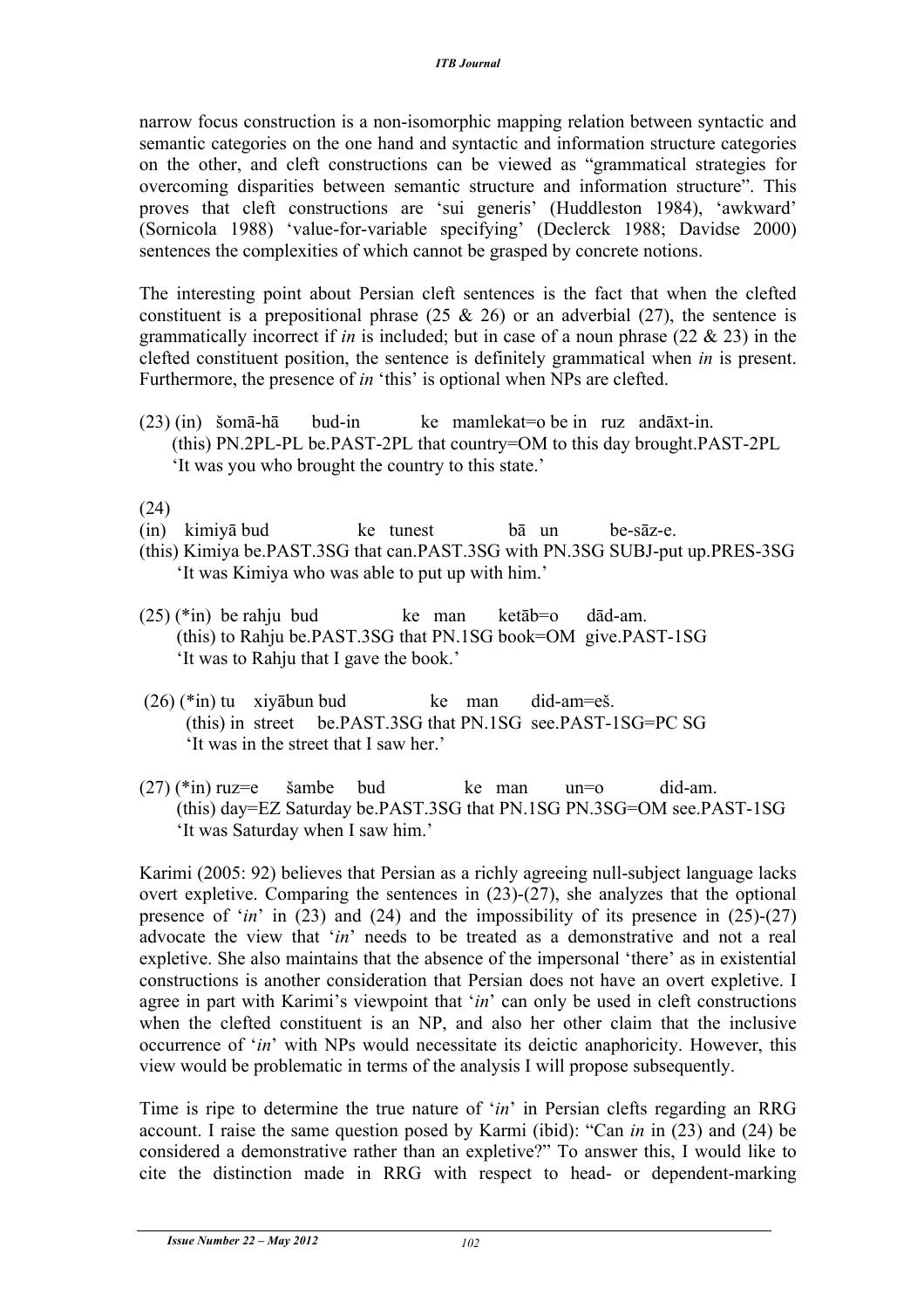narrow focus construction is a non-isomorphic mapping relation between syntactic and semantic categories on the one hand and syntactic and information structure categories on the other, and cleft constructions can be viewed as "grammatical strategies for overcoming disparities between semantic structure and information structure". This proves that cleft constructions are 'sui generis' (Huddleston 1984), 'awkward' (Sornicola 1988) 'value-for-variable specifying' (Declerck 1988; Davidse 2000) sentences the complexities of which cannot be grasped by concrete notions.

The interesting point about Persian cleft sentences is the fact that when the clefted constituent is a prepositional phrase (25 & 26) or an adverbial (27), the sentence is grammatically incorrect if *in* is included; but in case of a noun phrase (22 & 23) in the clefted constituent position, the sentence is definitely grammatical when *in* is present. Furthermore, the presence of *in* 'this' is optional when NPs are clefted.

(23) (in) šomā-hā bud-in ke mamlekat=o be in ruz andāxt-in.
(this) PN.2PL-PL be.PAST-2PL that country=OM to this day brought.PAST-2PL
'It was you who brought the country to this state.'

(24)
(in) kimiyā bud ke tunest bā un be-sāz-e.
(this) Kimiya be.PAST.3SG that can.PAST.3SG with PN.3SG SUBJ-put up.PRES-3SG
'It was Kimiya who was able to put up with him.'

(25) (*in) be rahju bud ke man ketāb=o dād-am.
(this) to Rahju be.PAST.3SG that PN.1SG book=OM give.PAST-1SG
'It was to Rahju that I gave the book.'

(26) (*in) tu xiyābun bud ke man did-am=eš.
(this) in street be.PAST.3SG that PN.1SG see.PAST-1SG=PC SG
'It was in the street that I saw her.'

(27) (*in) ruz=e šambe bud ke man un=o did-am.
(this) day=EZ Saturday be.PAST.3SG that PN.1SG PN.3SG=OM see.PAST-1SG
'It was Saturday when I saw him.'

Karimi (2005: 92) believes that Persian as a richly agreeing null-subject language lacks overt expletive. Comparing the sentences in (23)-(27), she analyzes that the optional presence of '*in*' in (23) and (24) and the impossibility of its presence in (25)-(27) advocate the view that '*in*' needs to be treated as a demonstrative and not a real expletive. She also maintains that the absence of the impersonal 'there' as in existential constructions is another consideration that Persian does not have an overt expletive. I agree in part with Karimi's viewpoint that '*in*' can only be used in cleft constructions when the clefted constituent is an NP, and also her other claim that the inclusive occurrence of '*in*' with NPs would necessitate its deictic anaphoricity. However, this view would be problematic in terms of the analysis I will propose subsequently.

Time is ripe to determine the true nature of '*in*' in Persian clefts regarding an RRG account. I raise the same question posed by Karmi (ibid): "Can *in* in (23) and (24) be considered a demonstrative rather than an expletive?" To answer this, I would like to cite the distinction made in RRG with respect to head- or dependent-marking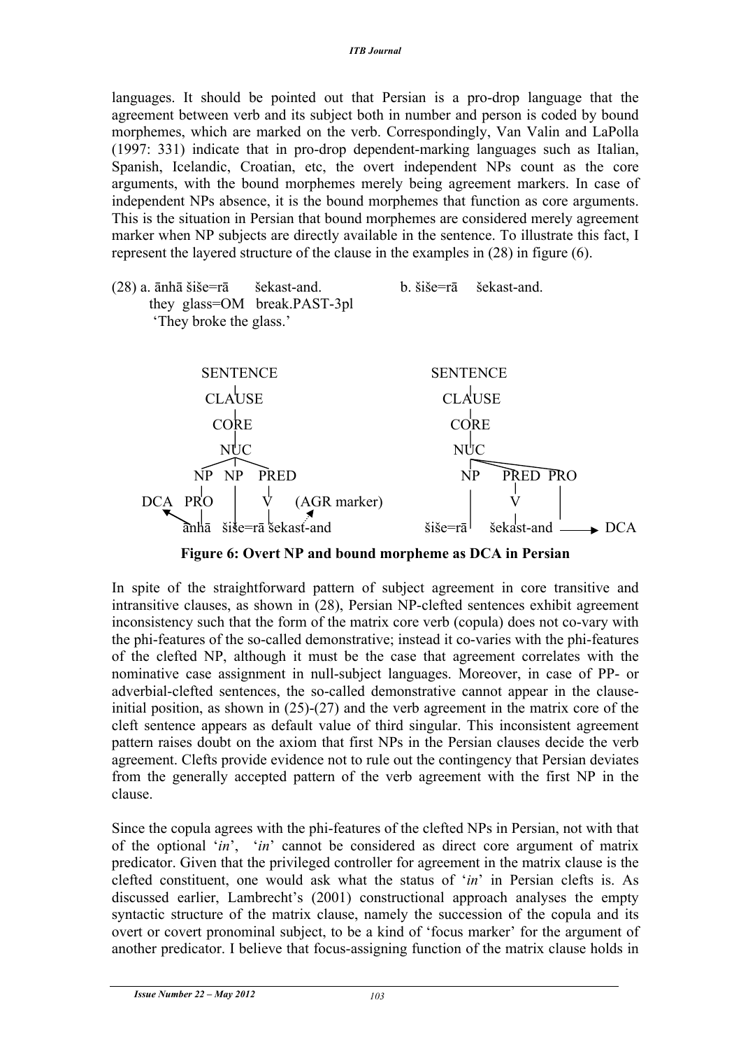languages. It should be pointed out that Persian is a pro-drop language that the agreement between verb and its subject both in number and person is coded by bound morphemes, which are marked on the verb. Correspondingly, Van Valin and LaPolla (1997: 331) indicate that in pro-drop dependent-marking languages such as Italian, Spanish, Icelandic, Croatian, etc, the overt independent NPs count as the core arguments, with the bound morphemes merely being agreement markers. In case of independent NPs absence, it is the bound morphemes that function as core arguments. This is the situation in Persian that bound morphemes are considered merely agreement marker when NP subjects are directly available in the sentence. To illustrate this fact, I represent the layered structure of the clause in the examples in (28) in figure (6).

(28) a. ānhā šiše=rā šekast-and.
   they glass=OM break.PAST-3pl
   'They broke the glass.'

b. šiše=rā šekast-and.

```
        SENTENCE                         SENTENCE
           |                                |
         CLAUSE                           CLAUSE
           |                                |
          CORE                             CORE
           |                                |
          NUC                              NUC
       /   |   \                         /   |    \
     NP   NP   PRED                    NP   PRED  PRO
     |     |    |                       |    |     |
DCA  PRO   |    V   (AGR marker)        |    V     |
     |     |    |                       |    |     |
    ānhā  šiše=rā šekast-and          šiše=rā šekast-and ——> DCA
```

**Figure 6: Overt NP and bound morpheme as DCA in Persian**

In spite of the straightforward pattern of subject agreement in core transitive and intransitive clauses, as shown in (28), Persian NP-clefted sentences exhibit agreement inconsistency such that the form of the matrix core verb (copula) does not co-vary with the phi-features of the so-called demonstrative; instead it co-varies with the phi-features of the clefted NP, although it must be the case that agreement correlates with the nominative case assignment in null-subject languages. Moreover, in case of PP- or adverbial-clefted sentences, the so-called demonstrative cannot appear in the clause-initial position, as shown in (25)-(27) and the verb agreement in the matrix core of the cleft sentence appears as default value of third singular. This inconsistent agreement pattern raises doubt on the axiom that first NPs in the Persian clauses decide the verb agreement. Clefts provide evidence not to rule out the contingency that Persian deviates from the generally accepted pattern of the verb agreement with the first NP in the clause.

Since the copula agrees with the phi-features of the clefted NPs in Persian, not with that of the optional '*in*', '*in*' cannot be considered as direct core argument of matrix predicator. Given that the privileged controller for agreement in the matrix clause is the clefted constituent, one would ask what the status of '*in*' in Persian clefts is. As discussed earlier, Lambrecht's (2001) constructional approach analyses the empty syntactic structure of the matrix clause, namely the succession of the copula and its overt or covert pronominal subject, to be a kind of 'focus marker' for the argument of another predicator. I believe that focus-assigning function of the matrix clause holds in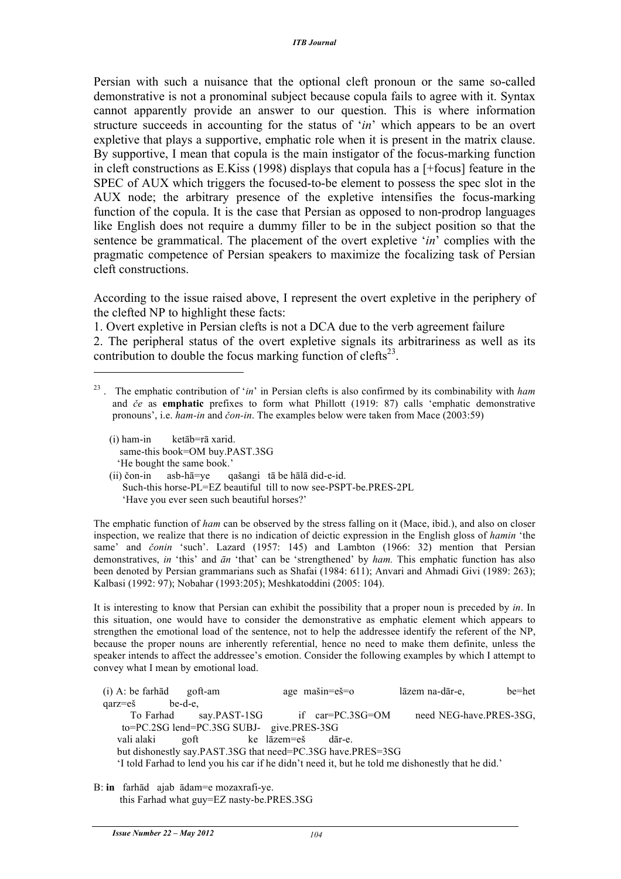Persian with such a nuisance that the optional cleft pronoun or the same so-called demonstrative is not a pronominal subject because copula fails to agree with it. Syntax cannot apparently provide an answer to our question. This is where information structure succeeds in accounting for the status of '*in*' which appears to be an overt expletive that plays a supportive, emphatic role when it is present in the matrix clause. By supportive, I mean that copula is the main instigator of the focus-marking function in cleft constructions as E.Kiss (1998) displays that copula has a [+focus] feature in the SPEC of AUX which triggers the focused-to-be element to possess the spec slot in the AUX node; the arbitrary presence of the expletive intensifies the focus-marking function of the copula. It is the case that Persian as opposed to non-prodrop languages like English does not require a dummy filler to be in the subject position so that the sentence be grammatical. The placement of the overt expletive '*in*' complies with the pragmatic competence of Persian speakers to maximize the focalizing task of Persian cleft constructions.

According to the issue raised above, I represent the overt expletive in the periphery of the clefted NP to highlight these facts:

1. Overt expletive in Persian clefts is not a DCA due to the verb agreement failure
2. The peripheral status of the overt expletive signals its arbitrariness as well as its contribution to double the focus marking function of clefts[23].

---

[23] . The emphatic contribution of '*in*' in Persian clefts is also confirmed by its combinability with *ham* and *če* as **emphatic** prefixes to form what Phillott (1919: 87) calls 'emphatic demonstrative pronouns', i.e. *ham-in* and *čon-in*. The examples below were taken from Mace (2003:59)

(i) ham-in ketāb=rā xarid.
same-this book=OM buy.PAST.3SG
'He bought the same book.'

(ii) čon-in asb-hā=ye qašangi tā be hālā did-e-id.
Such-this horse-PL=EZ beautiful till to now see-PSPT-be.PRES-2PL
'Have you ever seen such beautiful horses?'

The emphatic function of *ham* can be observed by the stress falling on it (Mace, ibid.), and also on closer inspection, we realize that there is no indication of deictic expression in the English gloss of *hamin* 'the same' and *čonin* 'such'. Lazard (1957: 145) and Lambton (1966: 32) mention that Persian demonstratives, *in* 'this' and *ān* 'that' can be 'strengthened' by *ham.* This emphatic function has also been denoted by Persian grammarians such as Shafai (1984: 611); Anvari and Ahmadi Givi (1989: 263); Kalbasi (1992: 97); Nobahar (1993:205); Meshkatoddini (2005: 104).

It is interesting to know that Persian can exhibit the possibility that a proper noun is preceded by *in*. In this situation, one would have to consider the demonstrative as emphatic element which appears to strengthen the emotional load of the sentence, not to help the addressee identify the referent of the NP, because the proper nouns are inherently referential, hence no need to make them definite, unless the speaker intends to affect the addressee's emotion. Consider the following examples by which I attempt to convey what I mean by emotional load.

(i) A: be farhād goft-am age mašin=eš=o lāzem na-dār-e, be=het qarz=eš be-d-e,
To Farhad say.PAST-1SG if car=PC.3SG=OM need NEG-have.PRES-3SG, to=PC.2SG lend=PC.3SG SUBJ- give.PRES-3SG
vali alaki goft ke lāzem=eš dār-e.
but dishonestly say.PAST.3SG that need=PC.3SG have.PRES=3SG
'I told Farhad to lend you his car if he didn't need it, but he told me dishonestly that he did.'

B: **in** farhād ajab ādam=e mozaxrafi-ye.
this Farhad what guy=EZ nasty-be.PRES.3SG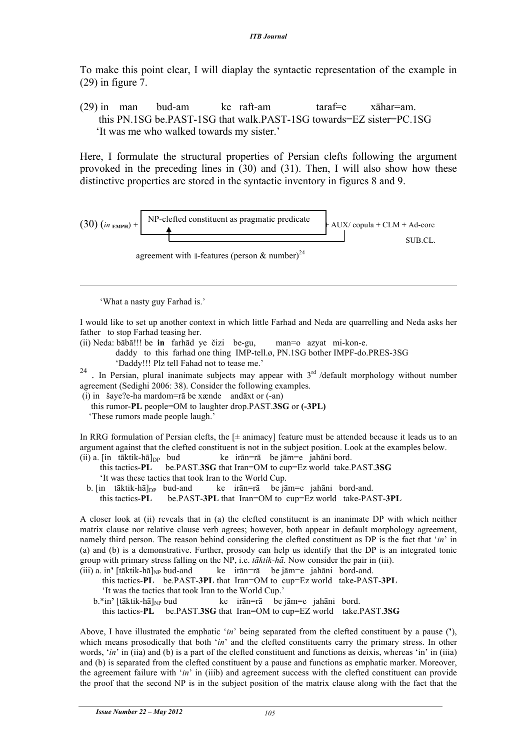To make this point clear, I will diaplay the syntactic representation of the example in (29) in figure 7.

(29) in man bud-am ke raft-am taraf=e xāhar=am.
this PN.1SG be.PAST-1SG that walk.PAST-1SG towards=EZ sister=PC.1SG
'It was me who walked towards my sister.'

Here, I formulate the structural properties of Persian clefts following the argument provoked in the preceding lines in (30) and (31). Then, I will also show how these distinctive properties are stored in the syntactic inventory in figures 8 and 9.

(30) (*in* EMPH) + [NP-clefted constituent as pragmatic predicate] + AUX/ copula + CLM + Ad-core SUB.CL.

agreement with ‖-features (person & number)[24]

---

'What a nasty guy Farhad is.'

I would like to set up another context in which little Farhad and Neda are quarrelling and Neda asks her father to stop Farhad teasing her.

(ii) Neda: bābā!!! be **in** farhād ye čizi be-gu, man=o azyat mi-kon-e.
daddy to this farhad one thing IMP-tell.ø, PN.1SG bother IMPF-do.PRES-3SG
'Daddy!!! Plz tell Fahad not to tease me.'

[24] . In Persian, plural inanimate subjects may appear with 3rd /default morphology without number agreement (Sedighi 2006: 38). Consider the following examples.

(i) in šaye?e-ha mardom=rā be xænde andāxt or (-an)
this rumor-**PL** people=OM to laughter drop.PAST.**3SG** or **(-3PL)**
'These rumors made people laugh.'

In RRG formulation of Persian clefts, the [± animacy] feature must be attended because it leads us to an argument against that the clefted constituent is not in the subject position. Look at the examples below.

(ii) a. [in tāktik-hā]$_{DP}$ bud ke irān=rā be jām=e jahāni bord.
this tactics-**PL** be.PAST.**3SG** that Iran=OM to cup=Ez world take.PAST.**3SG**
'It was these tactics that took Iran to the World Cup.'

b. [in tāktik-hā]$_{DP}$ bud-and ke irān=rā be jām=e jahāni bord-and.
this tactics-**PL** be.PAST-**3PL** that Iran=OM to cup=Ez world take-PAST-**3PL**

A closer look at (ii) reveals that in (a) the clefted constituent is an inanimate DP with which neither matrix clause nor relative clause verb agrees; however, both appear in default morphology agreement, namely third person. The reason behind considering the clefted constituent as DP is the fact that '*in*' in (a) and (b) is a demonstrative. Further, prosody can help us identify that the DP is an integrated tonic group with primary stress falling on the NP, i.e. *tāktik-hā.* Now consider the pair in (iii).

(iii) a. in**'** [tāktik-hā]$_{NP}$ bud-and ke irān=rā be jām=e jahāni bord-and.
this tactics-**PL** be.PAST-**3PL** that Iran=OM to cup=Ez world take-PAST-**3PL**
'It was the tactics that took Iran to the World Cup.'

b.*in**'** [tāktik-hā]$_{NP}$ bud ke irān=rā be jām=e jahāni bord.
this tactics-**PL** be.PAST.**3SG** that Iran=OM to cup=EZ world take.PAST.**3SG**

Above, I have illustrated the emphatic '*in*' being separated from the clefted constituent by a pause (**'**), which means prosodically that both '*in*' and the clefted constituents carry the primary stress. In other words, '*in*' in (iia) and (b) is a part of the clefted constituent and functions as deixis, whereas 'in' in (iiia) and (b) is separated from the clefted constituent by a pause and functions as emphatic marker. Moreover, the agreement failure with '*in*' in (iiib) and agreement success with the clefted constituent can provide the proof that the second NP is in the subject position of the matrix clause along with the fact that the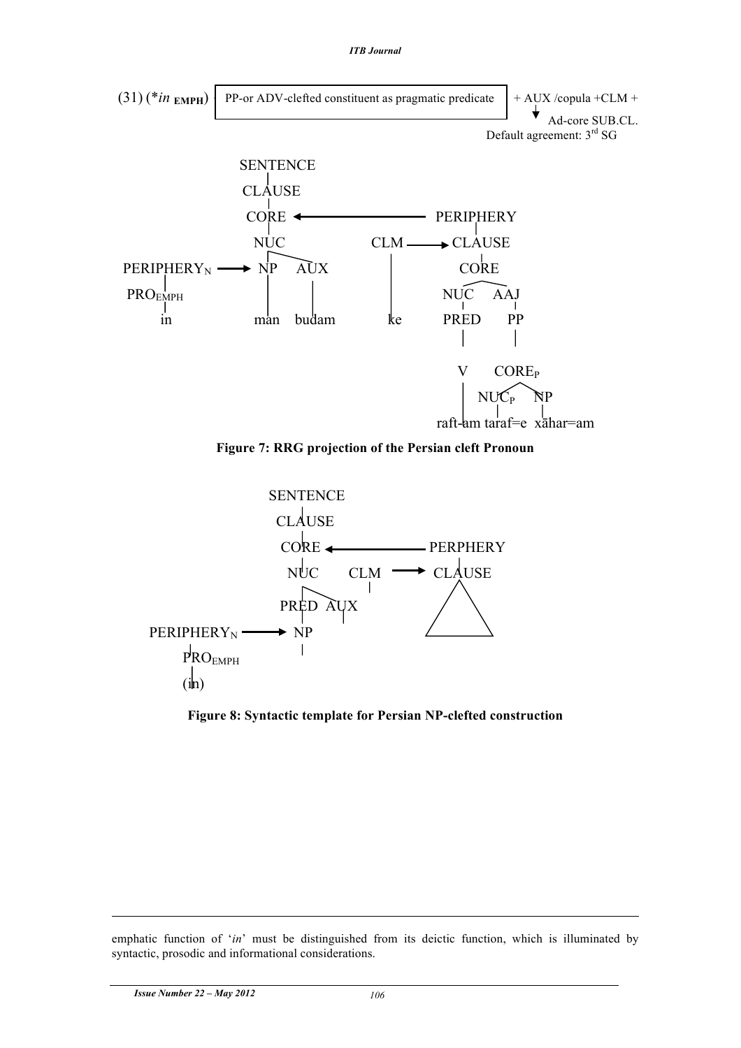(31) (*$in_{\textbf{EMPH}}$) PP-or ADV-clefted constituent as pragmatic predicate + AUX /copula +CLM + Ad-core SUB.CL.

Default agreement: 3rd SG

```
                    SENTENCE
                       |
                    CLAUSE
                       |
                     CORE  <----------------  PERIPHERY
                       |                          |
                      NUC              CLM ---> CLAUSE
                     /   \              |         |
PERIPHERY_N ---->  NP    AUX            |       CORE
     |              |     |             |      /    \
  PRO_EMPH          |     |             |    NUC    AAJ
     |              |     |             |     |      |
     in            man  budam           ke   PRED    PP
                                              |      |
                                              V    CORE_P
                                              |    /    \
                                              |  NUC_P   NP
                                              |    |      |
                                           raft-am taraf=e xāhar=am
```

**Figure 7: RRG projection of the Persian cleft Pronoun**

```
                    SENTENCE
                       |
                    CLAUSE
                       |
                     CORE  <-------------  PERPHERY
                       |                      |
                      NUC        CLM  --->  CLAUSE
                     /   \        |          /\
                   PRED  AUX                /  \
                    |     |                /____\
PERIPHERY_N ---->  NP
     |              |
  PRO_EMPH
     |
   (in)
```

**Figure 8: Syntactic template for Persian NP-clefted construction**

---

emphatic function of '*in*' must be distinguished from its deictic function, which is illuminated by syntactic, prosodic and informational considerations.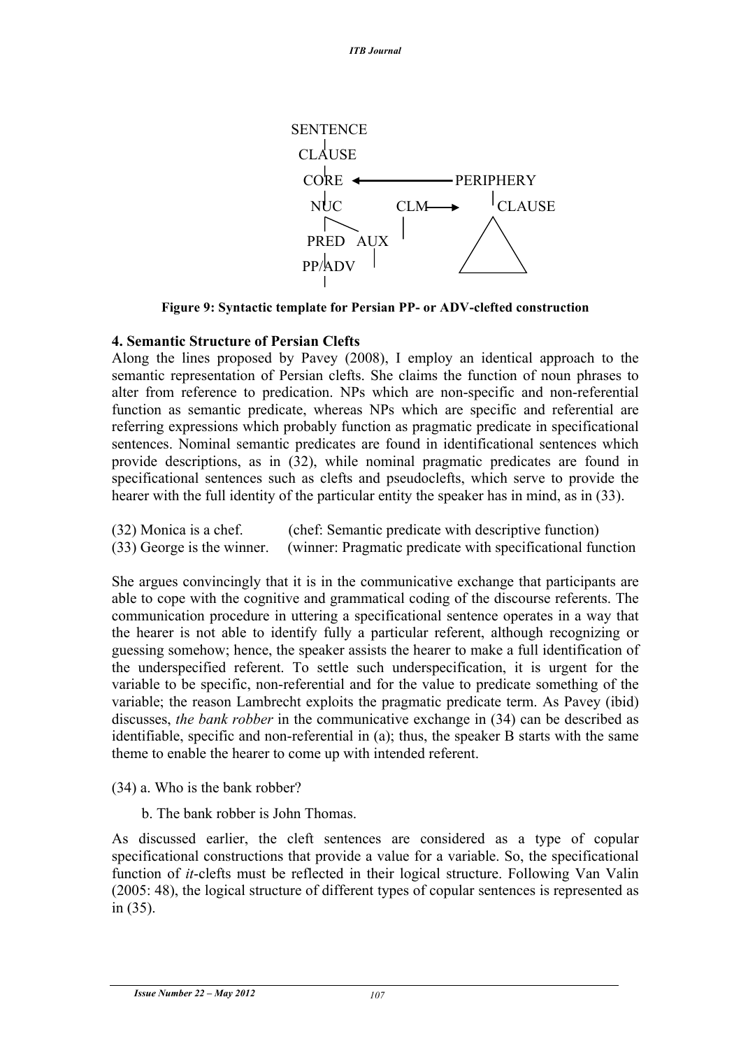```
SENTENCE
   |
 CLAUSE
   |
 CORE  <------------- PERIPHERY
   |                       |
  NUC        CLM ------>  CLAUSE
   |  \       |            /\
 PRED  AUX    |           /  \
   |                     /____\
 PP/ADV
```

**Figure 9: Syntactic template for Persian PP- or ADV-clefted construction**

## 4. Semantic Structure of Persian Clefts

Along the lines proposed by Pavey (2008), I employ an identical approach to the semantic representation of Persian clefts. She claims the function of noun phrases to alter from reference to predication. NPs which are non-specific and non-referential function as semantic predicate, whereas NPs which are specific and referential are referring expressions which probably function as pragmatic predicate in specificational sentences. Nominal semantic predicates are found in identificational sentences which provide descriptions, as in (32), while nominal pragmatic predicates are found in specificational sentences such as clefts and pseudoclefts, which serve to provide the hearer with the full identity of the particular entity the speaker has in mind, as in (33).

(32) Monica is a chef. (chef: Semantic predicate with descriptive function)
(33) George is the winner. (winner: Pragmatic predicate with specificational function

She argues convincingly that it is in the communicative exchange that participants are able to cope with the cognitive and grammatical coding of the discourse referents. The communication procedure in uttering a specificational sentence operates in a way that the hearer is not able to identify fully a particular referent, although recognizing or guessing somehow; hence, the speaker assists the hearer to make a full identification of the underspecified referent. To settle such underspecification, it is urgent for the variable to be specific, non-referential and for the value to predicate something of the variable; the reason Lambrecht exploits the pragmatic predicate term. As Pavey (ibid) discusses, *the bank robber* in the communicative exchange in (34) can be described as identifiable, specific and non-referential in (a); thus, the speaker B starts with the same theme to enable the hearer to come up with intended referent.

(34) a. Who is the bank robber?

b. The bank robber is John Thomas.

As discussed earlier, the cleft sentences are considered as a type of copular specificational constructions that provide a value for a variable. So, the specificational function of *it*-clefts must be reflected in their logical structure. Following Van Valin (2005: 48), the logical structure of different types of copular sentences is represented as in (35).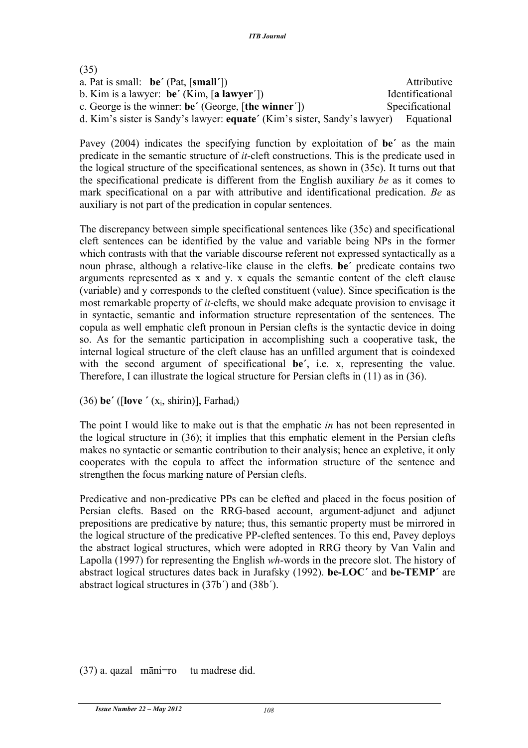(35)

a. Pat is small: **be´** (Pat, [**small´**]) Attributive

b. Kim is a lawyer: **be´** (Kim, [**a lawyer**´]) Identificational

c. George is the winner: **be´** (George, [**the winner**´]) Specificational

d. Kim's sister is Sandy's lawyer: **equate´** (Kim's sister, Sandy's lawyer) Equational

Pavey (2004) indicates the specifying function by exploitation of **be´** as the main predicate in the semantic structure of *it*-cleft constructions. This is the predicate used in the logical structure of the specificational sentences, as shown in (35c). It turns out that the specificational predicate is different from the English auxiliary *be* as it comes to mark specificational on a par with attributive and identificational predication. *Be* as auxiliary is not part of the predication in copular sentences.

The discrepancy between simple specificational sentences like (35c) and specificational cleft sentences can be identified by the value and variable being NPs in the former which contrasts with that the variable discourse referent not expressed syntactically as a noun phrase, although a relative-like clause in the clefts. **be´** predicate contains two arguments represented as x and y. x equals the semantic content of the cleft clause (variable) and y corresponds to the clefted constituent (value). Since specification is the most remarkable property of *it*-clefts, we should make adequate provision to envisage it in syntactic, semantic and information structure representation of the sentences. The copula as well emphatic cleft pronoun in Persian clefts is the syntactic device in doing so. As for the semantic participation in accomplishing such a cooperative task, the internal logical structure of the cleft clause has an unfilled argument that is coindexed with the second argument of specificational **be´**, i.e. x, representing the value. Therefore, I can illustrate the logical structure for Persian clefts in (11) as in (36).

(36) **be´** ([**love** ´ ($x_i$, shirin)], Farhad$_i$)

The point I would like to make out is that the emphatic *in* has not been represented in the logical structure in (36); it implies that this emphatic element in the Persian clefts makes no syntactic or semantic contribution to their analysis; hence an expletive, it only cooperates with the copula to affect the information structure of the sentence and strengthen the focus marking nature of Persian clefts.

Predicative and non-predicative PPs can be clefted and placed in the focus position of Persian clefts. Based on the RRG-based account, argument-adjunct and adjunct prepositions are predicative by nature; thus, this semantic property must be mirrored in the logical structure of the predicative PP-clefted sentences. To this end, Pavey deploys the abstract logical structures, which were adopted in RRG theory by Van Valin and Lapolla (1997) for representing the English *wh*-words in the precore slot. The history of abstract logical structures dates back in Jurafsky (1992). **be-LOC´** and **be-TEMP´** are abstract logical structures in (37b´) and (38b´).

(37) a. qazal māni=ro tu madrese did.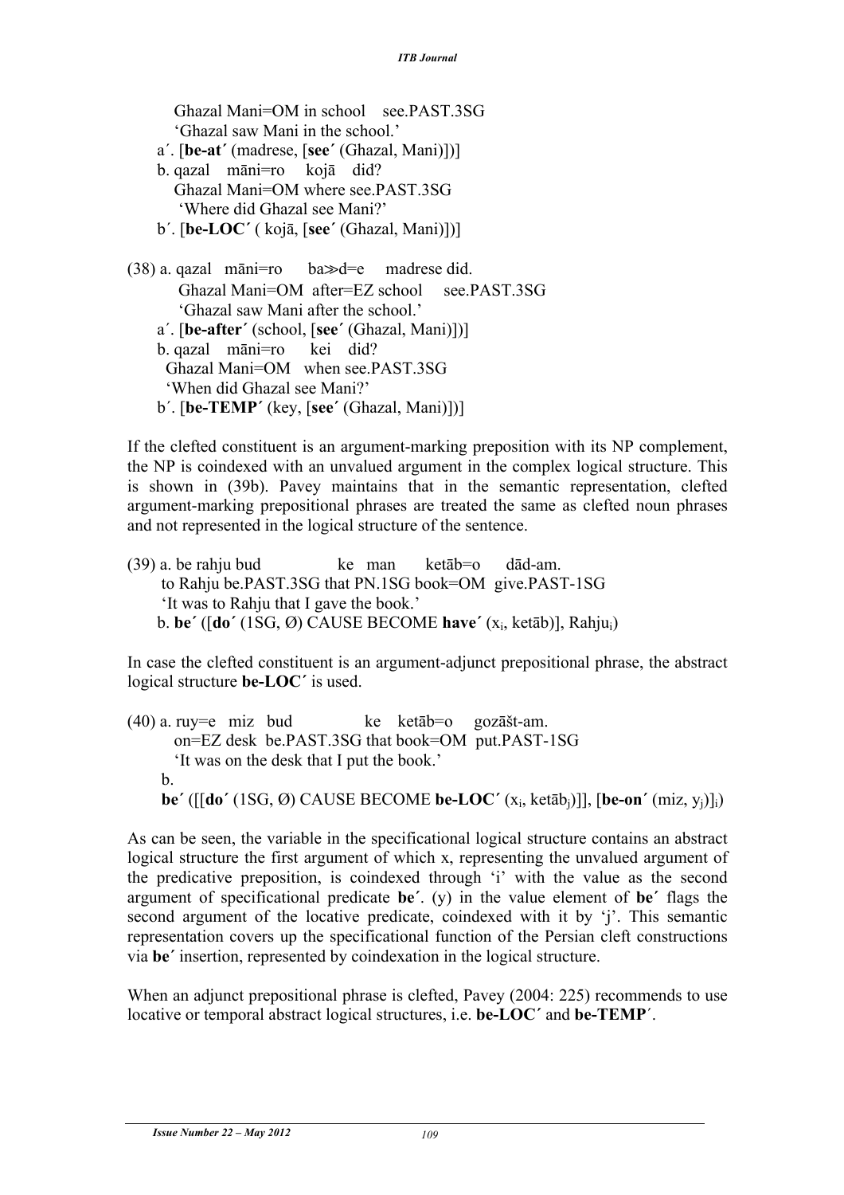Ghazal Mani=OM in school see.PAST.3SG
   'Ghazal saw Mani in the school.'
a´. [**be-at´** (madrese, [**see´** (Ghazal, Mani)])]
b. qazal māni=ro kojā did?
   Ghazal Mani=OM where see.PAST.3SG
   'Where did Ghazal see Mani?'
b´. [**be-LOC´** ( kojā, [**see´** (Ghazal, Mani)])]

(38) a. qazal māni=ro ba≫d=e madrese did.
   Ghazal Mani=OM after=EZ school see.PAST.3SG
   'Ghazal saw Mani after the school.'
a´. [**be-after´** (school, [**see´** (Ghazal, Mani)])]
b. qazal māni=ro kei did?
   Ghazal Mani=OM when see.PAST.3SG
   'When did Ghazal see Mani?'
b´. [**be-TEMP´** (key, [**see´** (Ghazal, Mani)])]

If the clefted constituent is an argument-marking preposition with its NP complement, the NP is coindexed with an unvalued argument in the complex logical structure. This is shown in (39b). Pavey maintains that in the semantic representation, clefted argument-marking prepositional phrases are treated the same as clefted noun phrases and not represented in the logical structure of the sentence.

(39) a. be rahju bud ke man ketāb=o dād-am.
   to Rahju be.PAST.3SG that PN.1SG book=OM give.PAST-1SG
   'It was to Rahju that I gave the book.'
b. **be´** ([**do´** (1SG, Ø) CAUSE BECOME **have´** ($x_i$, ketāb)], $\text{Rahju}_i$)

In case the clefted constituent is an argument-adjunct prepositional phrase, the abstract logical structure **be-LOC´** is used.

(40) a. ruy=e miz bud ke ketāb=o gozāšt-am.
   on=EZ desk be.PAST.3SG that book=OM put.PAST-1SG
   'It was on the desk that I put the book.'
b.
**be´** ([[**do´** (1SG, Ø) CAUSE BECOME **be-LOC´** ($x_i$, $\text{ketāb}_j$)]], $[$**be-on´** (miz, $y_j$)$]_i$)

As can be seen, the variable in the specificational logical structure contains an abstract logical structure the first argument of which x, representing the unvalued argument of the predicative preposition, is coindexed through 'i' with the value as the second argument of specificational predicate **be´**. (y) in the value element of **be´** flags the second argument of the locative predicate, coindexed with it by 'j'. This semantic representation covers up the specificational function of the Persian cleft constructions via **be´** insertion, represented by coindexation in the logical structure.

When an adjunct prepositional phrase is clefted, Pavey (2004: 225) recommends to use locative or temporal abstract logical structures, i.e. **be-LOC´** and **be-TEMP**´.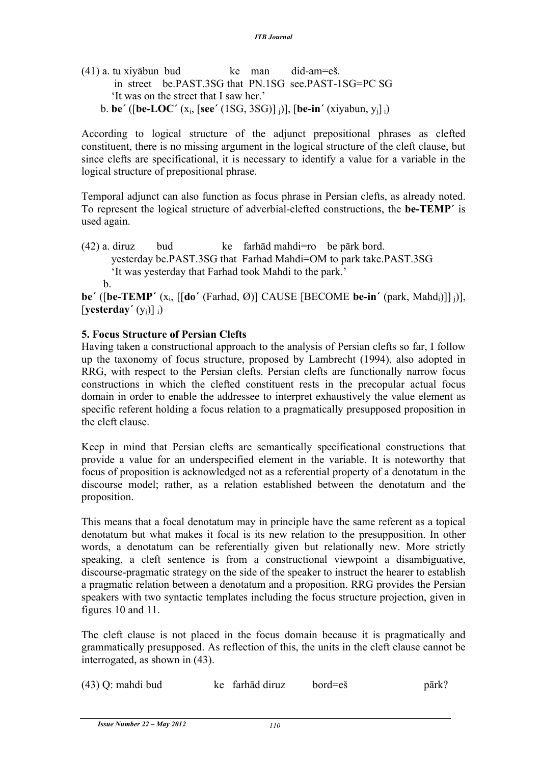(41) a. tu xiyābun bud ke man did-am=eš.
in street be.PAST.3SG that PN.1SG see.PAST-1SG=PC SG
'It was on the street that I saw her.'
b. **be´** ([**be-LOC´** ($x_i$, [**see´** (1SG, 3SG)] $_j$)], [**be-in´** (xiyabun, $y_j$] $_i$)

According to logical structure of the adjunct prepositional phrases as clefted constituent, there is no missing argument in the logical structure of the cleft clause, but since clefts are specificational, it is necessary to identify a value for a variable in the logical structure of prepositional phrase.

Temporal adjunct can also function as focus phrase in Persian clefts, as already noted. To represent the logical structure of adverbial-clefted constructions, the **be-TEMP´** is used again.

(42) a. diruz bud ke farhād mahdi=ro be pārk bord.
yesterday be.PAST.3SG that Farhad Mahdi=OM to park take.PAST.3SG
'It was yesterday that Farhad took Mahdi to the park.'
b.
**be´** ([**be-TEMP´** ($x_i$, [[**do´** (Farhad, Ø)] CAUSE [BECOME **be-in´** (park, $\text{Mahd}_i$)]] $_j$)], [**yesterday´** ($y_j$)] $_i$)

## 5. Focus Structure of Persian Clefts

Having taken a constructional approach to the analysis of Persian clefts so far, I follow up the taxonomy of focus structure, proposed by Lambrecht (1994), also adopted in RRG, with respect to the Persian clefts. Persian clefts are functionally narrow focus constructions in which the clefted constituent rests in the precopular actual focus domain in order to enable the addressee to interpret exhaustively the value element as specific referent holding a focus relation to a pragmatically presupposed proposition in the cleft clause.

Keep in mind that Persian clefts are semantically specificational constructions that provide a value for an underspecified element in the variable. It is noteworthy that focus of proposition is acknowledged not as a referential property of a denotatum in the discourse model; rather, as a relation established between the denotatum and the proposition.

This means that a focal denotatum may in principle have the same referent as a topical denotatum but what makes it focal is its new relation to the presupposition. In other words, a denotatum can be referentially given but relationally new. More strictly speaking, a cleft sentence is from a constructional viewpoint a disambiguative, discourse-pragmatic strategy on the side of the speaker to instruct the hearer to establish a pragmatic relation between a denotatum and a proposition. RRG provides the Persian speakers with two syntactic templates including the focus structure projection, given in figures 10 and 11.

The cleft clause is not placed in the focus domain because it is pragmatically and grammatically presupposed. As reflection of this, the units in the cleft clause cannot be interrogated, as shown in (43).

(43) Q: mahdi bud ke farhād diruz bord=eš pārk?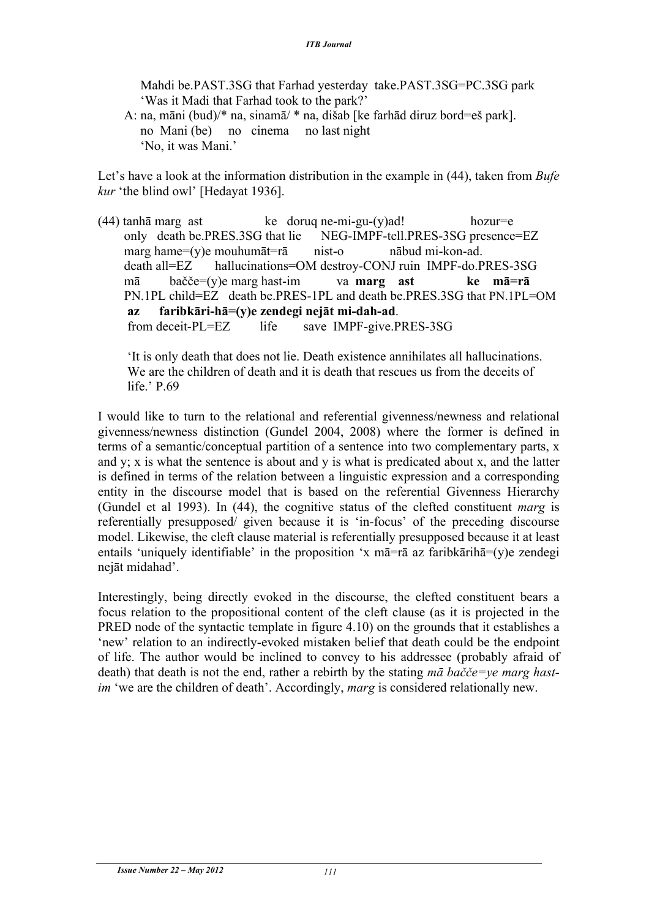Mahdi be.PAST.3SG that Farhad yesterday take.PAST.3SG=PC.3SG park
‘Was it Madi that Farhad took to the park?’

A: na, māni (bud)/* na, sinamā/ * na, dišab [ke farhād diruz bord=eš park].
no Mani (be) no cinema no last night
‘No, it was Mani.’

Let’s have a look at the information distribution in the example in (44), taken from *Bufe kur* ‘the blind owl’ [Hedayat 1936].

(44) tanhā marg ast ke doruq ne-mi-gu-(y)ad! hozur=e
only death be.PRES.3SG that lie NEG-IMPF-tell.PRES-3SG presence=EZ
marg hame=(y)e mouhumāt=rā nist-o nābud mi-kon-ad.
death all=EZ hallucinations=OM destroy-CONJ ruin IMPF-do.PRES-3SG
mā bačče=(y)e marg hast-im va **marg ast ke mā=rā**
PN.1PL child=EZ death be.PRES-1PL and death be.PRES.3SG that PN.1PL=OM
**az faribkāri-hā=(y)e zendegi nejāt mi-dah-ad**.
from deceit-PL=EZ life save IMPF-give.PRES-3SG

‘It is only death that does not lie. Death existence annihilates all hallucinations. We are the children of death and it is death that rescues us from the deceits of life.’ P.69

I would like to turn to the relational and referential givenness/newness and relational givenness/newness distinction (Gundel 2004, 2008) where the former is defined in terms of a semantic/conceptual partition of a sentence into two complementary parts, x and y; x is what the sentence is about and y is what is predicated about x, and the latter is defined in terms of the relation between a linguistic expression and a corresponding entity in the discourse model that is based on the referential Givenness Hierarchy (Gundel et al 1993). In (44), the cognitive status of the clefted constituent *marg* is referentially presupposed/ given because it is ‘in-focus’ of the preceding discourse model. Likewise, the cleft clause material is referentially presupposed because it at least entails ‘uniquely identifiable’ in the proposition ‘x mā=rā az faribkārihā=(y)e zendegi nejāt midahad’.

Interestingly, being directly evoked in the discourse, the clefted constituent bears a focus relation to the propositional content of the cleft clause (as it is projected in the PRED node of the syntactic template in figure 4.10) on the grounds that it establishes a ‘new’ relation to an indirectly-evoked mistaken belief that death could be the endpoint of life. The author would be inclined to convey to his addressee (probably afraid of death) that death is not the end, rather a rebirth by the stating *mā bačče=ye marg hast-im* ‘we are the children of death’. Accordingly, *marg* is considered relationally new.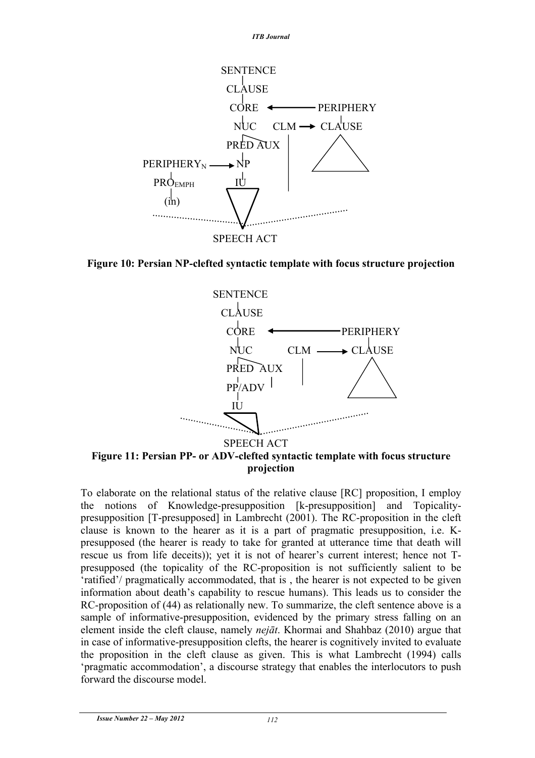**Figure 10: Persian NP-clefted syntactic template with focus structure projection**

**Figure 11: Persian PP- or ADV-clefted syntactic template with focus structure projection**

To elaborate on the relational status of the relative clause [RC] proposition, I employ the notions of Knowledge-presupposition [k-presupposition] and Topicality-presupposition [T-presupposed] in Lambrecht (2001). The RC-proposition in the cleft clause is known to the hearer as it is a part of pragmatic presupposition, i.e. K-presupposed (the hearer is ready to take for granted at utterance time that death will rescue us from life deceits)); yet it is not of hearer's current interest; hence not T-presupposed (the topicality of the RC-proposition is not sufficiently salient to be 'ratified'/ pragmatically accommodated, that is , the hearer is not expected to be given information about death's capability to rescue humans). This leads us to consider the RC-proposition of (44) as relationally new. To summarize, the cleft sentence above is a sample of informative-presupposition, evidenced by the primary stress falling on an element inside the cleft clause, namely *nejāt*. Khormai and Shahbaz (2010) argue that in case of informative-presupposition clefts, the hearer is cognitively invited to evaluate the proposition in the cleft clause as given. This is what Lambrecht (1994) calls 'pragmatic accommodation', a discourse strategy that enables the interlocutors to push forward the discourse model.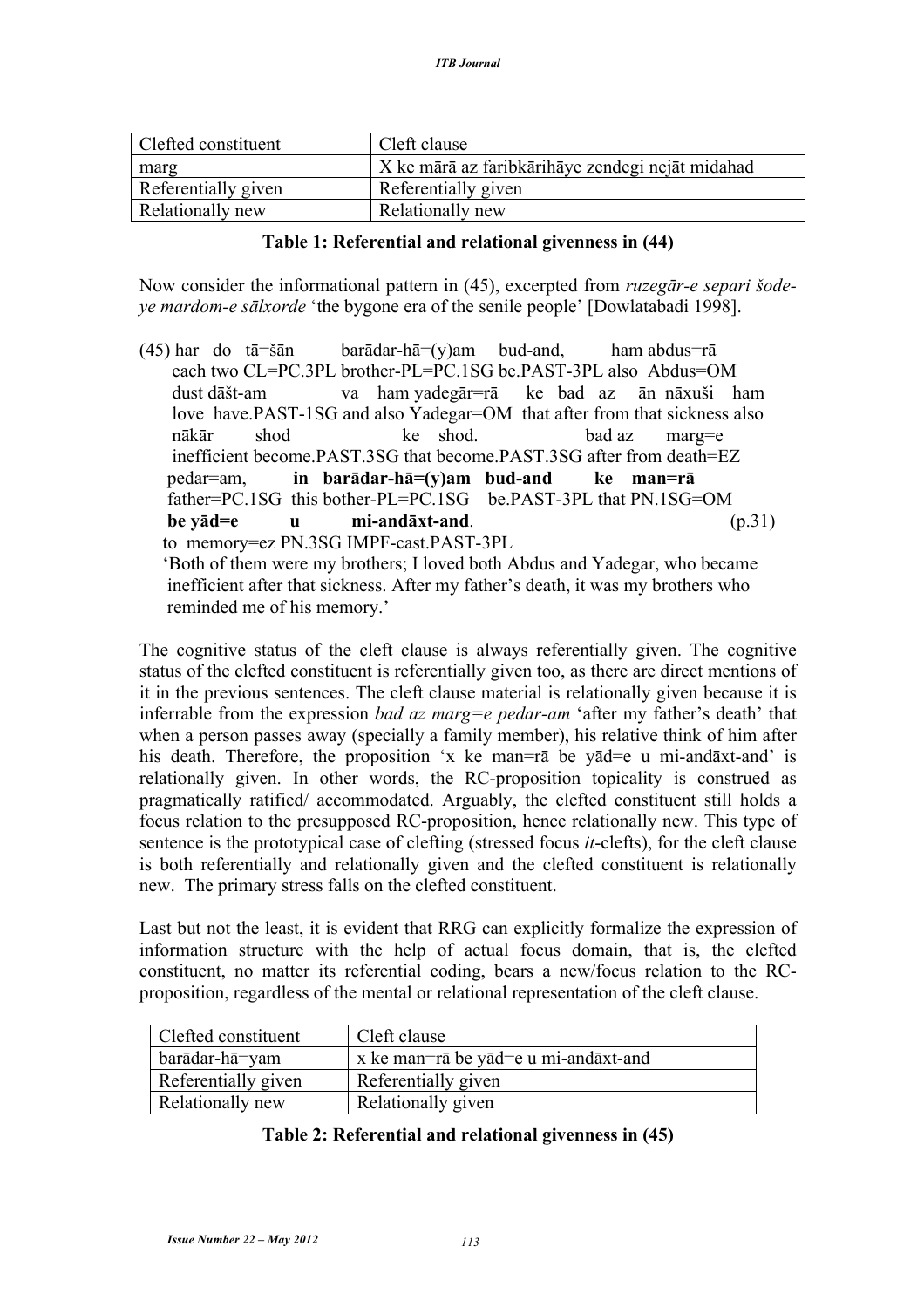| Clefted constituent | Cleft clause |
|---|---|
| marg | X ke mārā az faribkārihāye zendegi nejāt midahad |
| Referentially given | Referentially given |
| Relationally new | Relationally new |

**Table 1: Referential and relational givenness in (44)**

Now consider the informational pattern in (45), excerpted from *ruzegār-e separi šode-ye mardom-e sālxorde* 'the bygone era of the senile people' [Dowlatabadi 1998].

(45) har do tā=šān barādar-hā=(y)am bud-and, ham abdus=rā
each two CL=PC.3PL brother-PL=PC.1SG be.PAST-3PL also Abdus=OM
dust dāšt-am va ham yadegār=rā ke bad az ān nāxuši ham
love have.PAST-1SG and also Yadegar=OM that after from that sickness also
nākār shod ke shod. bad az marg=e
inefficient become.PAST.3SG that become.PAST.3SG after from death=EZ
pedar=am, **in barādar-hā=(y)am bud-and ke man=rā**
father=PC.1SG this bother-PL=PC.1SG be.PAST-3PL that PN.1SG=OM
**be yād=e u mi-andāxt-and**. (p.31)
to memory=ez PN.3SG IMPF-cast.PAST-3PL
'Both of them were my brothers; I loved both Abdus and Yadegar, who became inefficient after that sickness. After my father's death, it was my brothers who reminded me of his memory.'

The cognitive status of the cleft clause is always referentially given. The cognitive status of the clefted constituent is referentially given too, as there are direct mentions of it in the previous sentences. The cleft clause material is relationally given because it is inferrable from the expression *bad az marg=e pedar-am* 'after my father's death' that when a person passes away (specially a family member), his relative think of him after his death. Therefore, the proposition 'x ke man=rā be yād=e u mi-andāxt-and' is relationally given. In other words, the RC-proposition topicality is construed as pragmatically ratified/ accommodated. Arguably, the clefted constituent still holds a focus relation to the presupposed RC-proposition, hence relationally new. This type of sentence is the prototypical case of clefting (stressed focus *it*-clefts), for the cleft clause is both referentially and relationally given and the clefted constituent is relationally new. The primary stress falls on the clefted constituent.

Last but not the least, it is evident that RRG can explicitly formalize the expression of information structure with the help of actual focus domain, that is, the clefted constituent, no matter its referential coding, bears a new/focus relation to the RC-proposition, regardless of the mental or relational representation of the cleft clause.

| Clefted constituent | Cleft clause |
|---|---|
| barādar-hā=yam | x ke man=rā be yād=e u mi-andāxt-and |
| Referentially given | Referentially given |
| Relationally new | Relationally given |

**Table 2: Referential and relational givenness in (45)**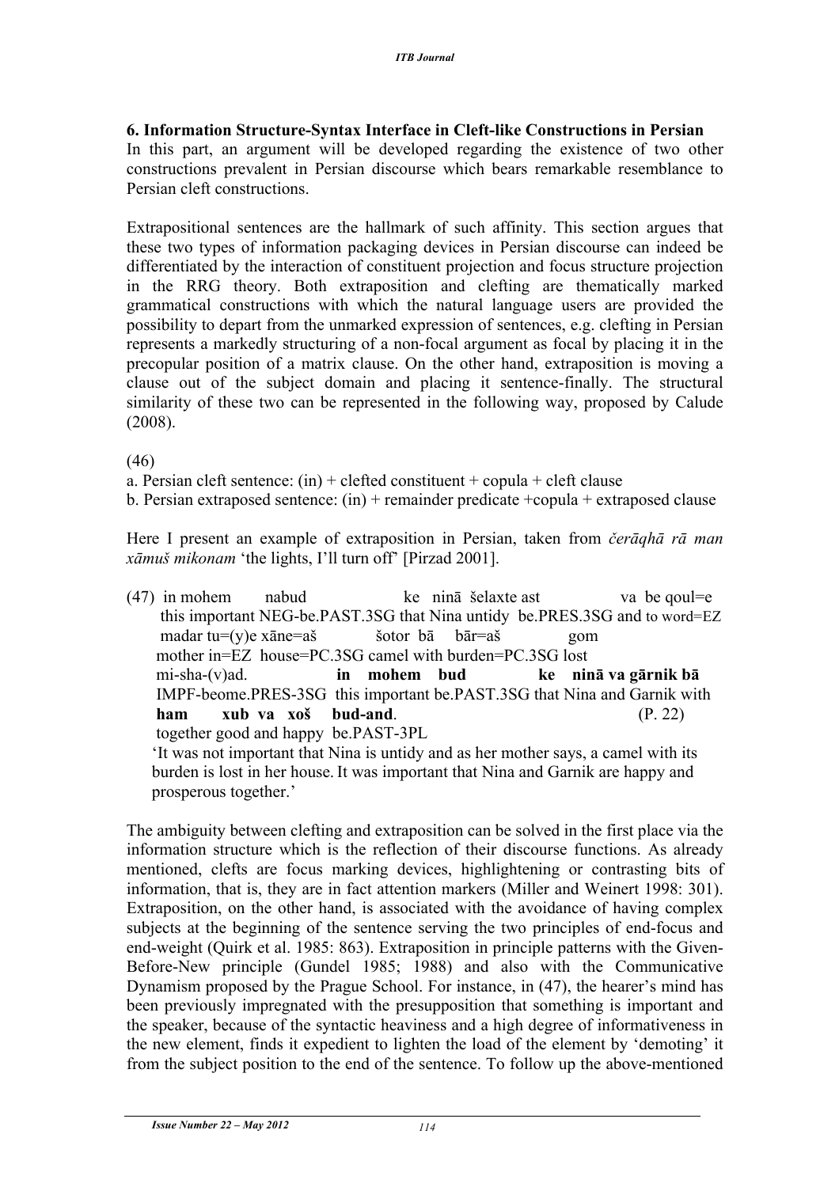### 6. Information Structure-Syntax Interface in Cleft-like Constructions in Persian

In this part, an argument will be developed regarding the existence of two other constructions prevalent in Persian discourse which bears remarkable resemblance to Persian cleft constructions.

Extrapositional sentences are the hallmark of such affinity. This section argues that these two types of information packaging devices in Persian discourse can indeed be differentiated by the interaction of constituent projection and focus structure projection in the RRG theory. Both extraposition and clefting are thematically marked grammatical constructions with which the natural language users are provided the possibility to depart from the unmarked expression of sentences, e.g. clefting in Persian represents a markedly structuring of a non-focal argument as focal by placing it in the precopular position of a matrix clause. On the other hand, extraposition is moving a clause out of the subject domain and placing it sentence-finally. The structural similarity of these two can be represented in the following way, proposed by Calude (2008).

(46)

a. Persian cleft sentence: (in) + clefted constituent + copula + cleft clause

b. Persian extraposed sentence: (in) + remainder predicate +copula + extraposed clause

Here I present an example of extraposition in Persian, taken from *čerāqhā rā man xāmuš mikonam* 'the lights, I'll turn off' [Pirzad 2001].

(47) in mohem nabud ke ninā šelaxte ast va be qoul=e
this important NEG-be.PAST.3SG that Nina untidy be.PRES.3SG and to word=EZ
madar tu=(y)e xāne=aš šotor bā bār=aš gom
mother in=EZ house=PC.3SG camel with burden=PC.3SG lost
mi-sha-(v)ad. **in mohem bud ke ninā va gārnik bā**
IMPF-beome.PRES-3SG this important be.PAST.3SG that Nina and Garnik with
**ham xub va xoš bud-and**. (P. 22)
together good and happy be.PAST-3PL

'It was not important that Nina is untidy and as her mother says, a camel with its burden is lost in her house. It was important that Nina and Garnik are happy and prosperous together.'

The ambiguity between clefting and extraposition can be solved in the first place via the information structure which is the reflection of their discourse functions. As already mentioned, clefts are focus marking devices, highlightening or contrasting bits of information, that is, they are in fact attention markers (Miller and Weinert 1998: 301). Extraposition, on the other hand, is associated with the avoidance of having complex subjects at the beginning of the sentence serving the two principles of end-focus and end-weight (Quirk et al. 1985: 863). Extraposition in principle patterns with the Given-Before-New principle (Gundel 1985; 1988) and also with the Communicative Dynamism proposed by the Prague School. For instance, in (47), the hearer's mind has been previously impregnated with the presupposition that something is important and the speaker, because of the syntactic heaviness and a high degree of informativeness in the new element, finds it expedient to lighten the load of the element by 'demoting' it from the subject position to the end of the sentence. To follow up the above-mentioned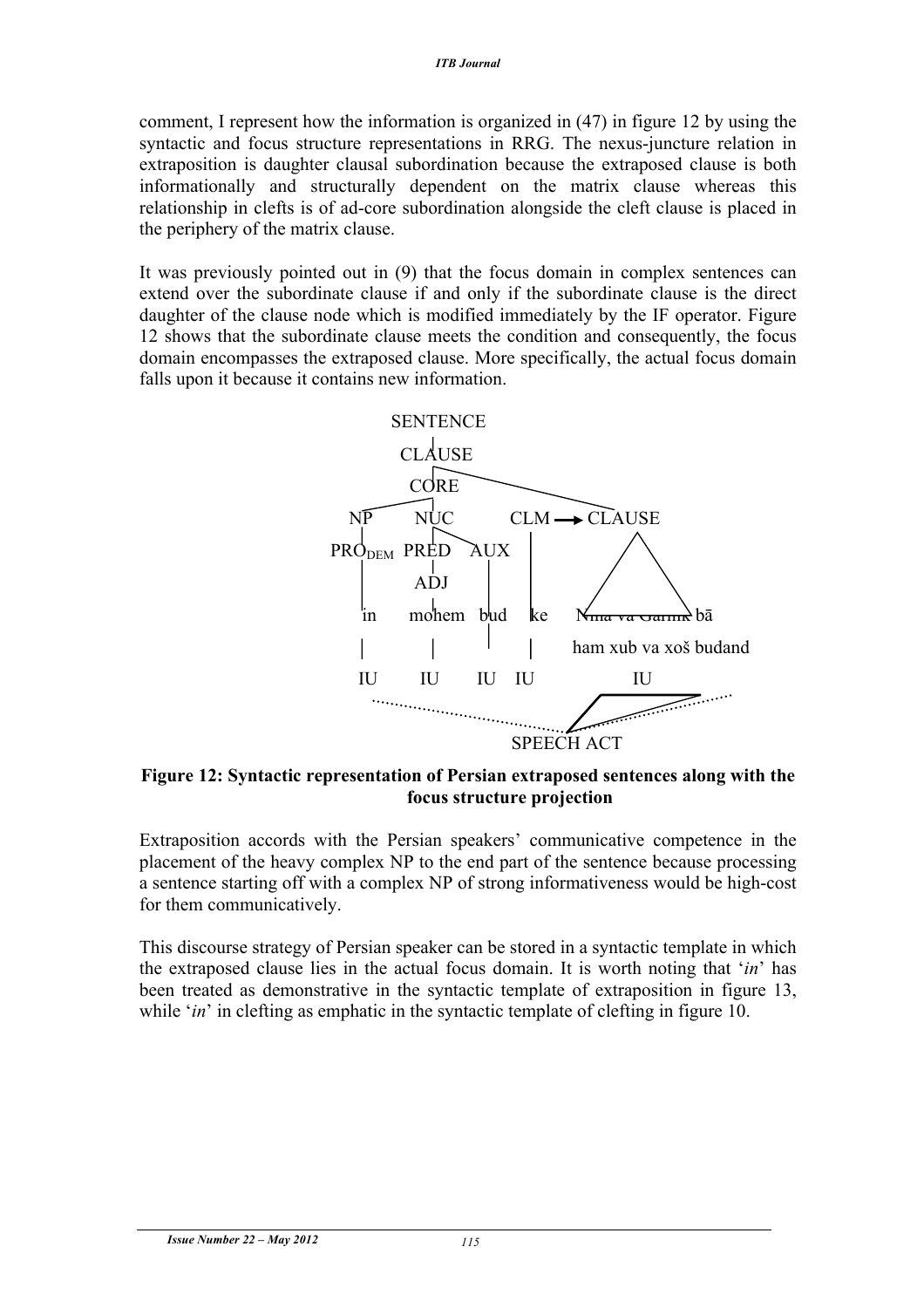comment, I represent how the information is organized in (47) in figure 12 by using the syntactic and focus structure representations in RRG. The nexus-juncture relation in extraposition is daughter clausal subordination because the extraposed clause is both informationally and structurally dependent on the matrix clause whereas this relationship in clefts is of ad-core subordination alongside the cleft clause is placed in the periphery of the matrix clause.

It was previously pointed out in (9) that the focus domain in complex sentences can extend over the subordinate clause if and only if the subordinate clause is the direct daughter of the clause node which is modified immediately by the IF operator. Figure 12 shows that the subordinate clause meets the condition and consequently, the focus domain encompasses the extraposed clause. More specifically, the actual focus domain falls upon it because it contains new information.

```
                 SENTENCE
                    |
                 CLAUSE
                    |
                  CORE
           NP       NUC        CLM ——> CLAUSE
        PRO_DEM  PRED   AUX
                  ADJ
           in     mohem  bud    ke    Nina va Garnik bā
           |       |      |     |     ham xub va xoš budand
           IU      IU     IU    IU          IU

                           SPEECH ACT
```

**Figure 12: Syntactic representation of Persian extraposed sentences along with the focus structure projection**

Extraposition accords with the Persian speakers' communicative competence in the placement of the heavy complex NP to the end part of the sentence because processing a sentence starting off with a complex NP of strong informativeness would be high-cost for them communicatively.

This discourse strategy of Persian speaker can be stored in a syntactic template in which the extraposed clause lies in the actual focus domain. It is worth noting that '*in*' has been treated as demonstrative in the syntactic template of extraposition in figure 13, while '*in*' in clefting as emphatic in the syntactic template of clefting in figure 10.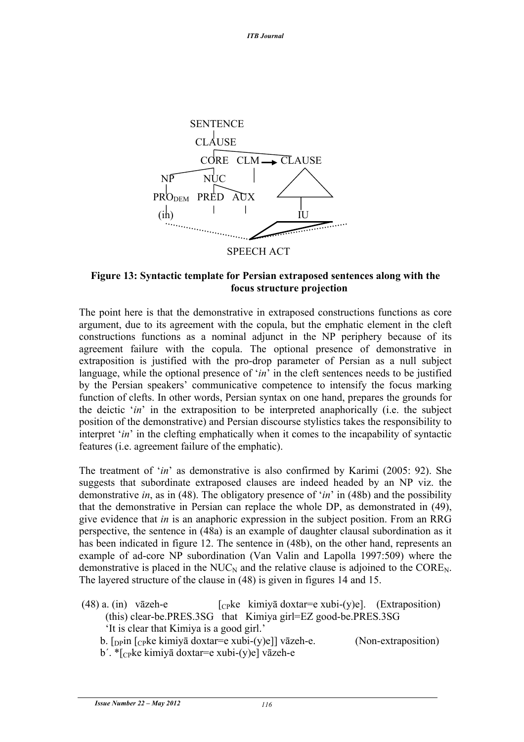SENTENCE

CLAUSE

CORE CLM → CLAUSE

NP NUC

$PRO_{DEM}$ PRED AUX

(in) IU

SPEECH ACT

**Figure 13: Syntactic template for Persian extraposed sentences along with the focus structure projection**

The point here is that the demonstrative in extraposed constructions functions as core argument, due to its agreement with the copula, but the emphatic element in the cleft constructions functions as a nominal adjunct in the NP periphery because of its agreement failure with the copula. The optional presence of demonstrative in extraposition is justified with the pro-drop parameter of Persian as a null subject language, while the optional presence of '*in*' in the cleft sentences needs to be justified by the Persian speakers' communicative competence to intensify the focus marking function of clefts. In other words, Persian syntax on one hand, prepares the grounds for the deictic '*in*' in the extraposition to be interpreted anaphorically (i.e. the subject position of the demonstrative) and Persian discourse stylistics takes the responsibility to interpret '*in*' in the clefting emphatically when it comes to the incapability of syntactic features (i.e. agreement failure of the emphatic).

The treatment of '*in*' as demonstrative is also confirmed by Karimi (2005: 92). She suggests that subordinate extraposed clauses are indeed headed by an NP viz. the demonstrative *in*, as in (48). The obligatory presence of '*in*' in (48b) and the possibility that the demonstrative in Persian can replace the whole DP, as demonstrated in (49), give evidence that *in* is an anaphoric expression in the subject position. From an RRG perspective, the sentence in (48a) is an example of daughter clausal subordination as it has been indicated in figure 12. The sentence in (48b), on the other hand, represents an example of ad-core NP subordination (Van Valin and Lapolla 1997:509) where the demonstrative is placed in the $NUC_N$ and the relative clause is adjoined to the $CORE_N$. The layered structure of the clause in (48) is given in figures 14 and 15.

(48) a. (in) vāzeh-e [$_{CP}$ke kimiyā doxtar=e xubi-(y)e]. (Extraposition)
(this) clear-be.PRES.3SG that Kimiya girl=EZ good-be.PRES.3SG
'It is clear that Kimiya is a good girl.'

b. [$_{DP}$in [$_{CP}$ke kimiyā doxtar=e xubi-(y)e]] vāzeh-e. (Non-extraposition)

b′. *[$_{CP}$ke kimiyā doxtar=e xubi-(y)e] vāzeh-e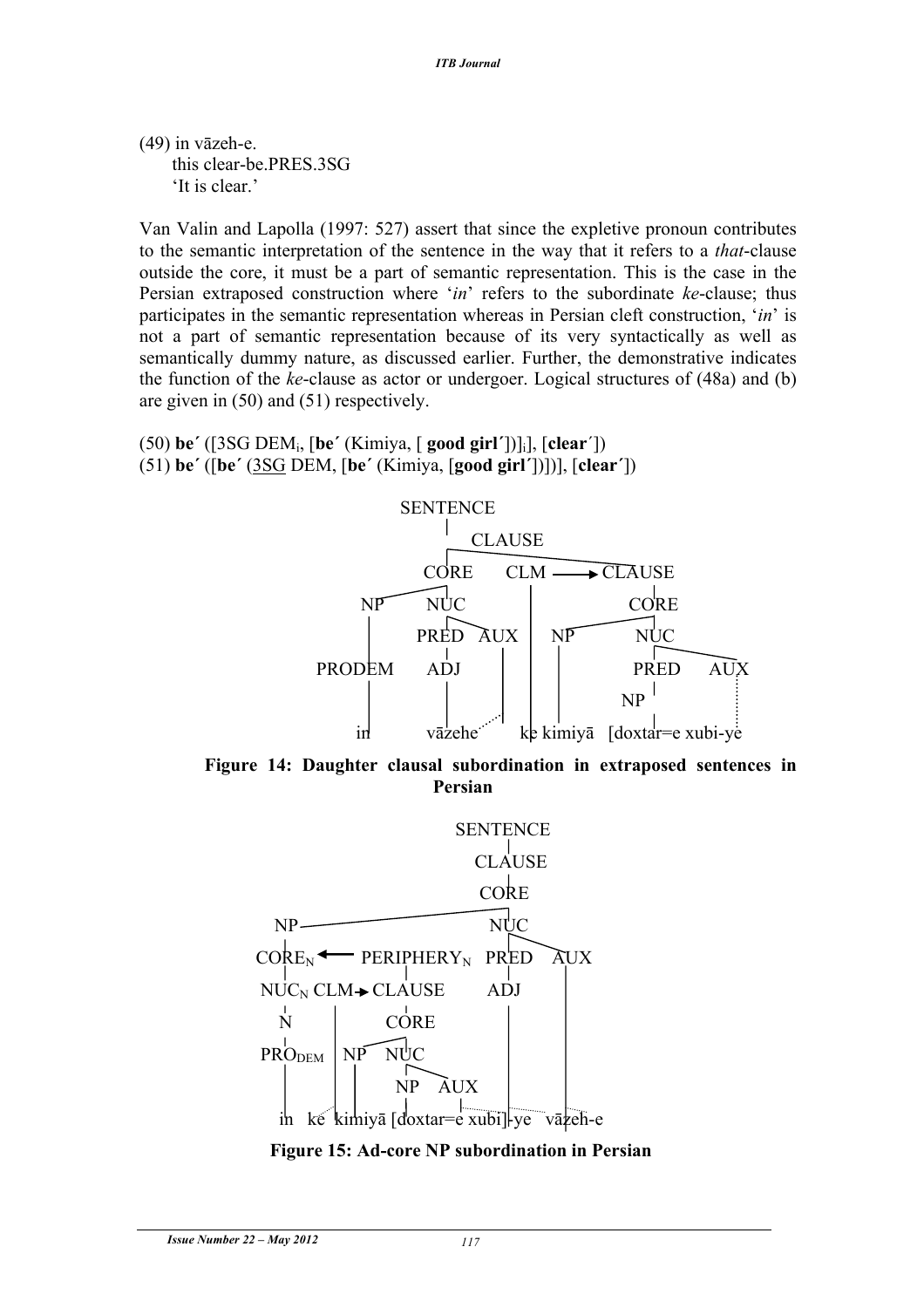(49) in vāzeh-e.
    this clear-be.PRES.3SG
    'It is clear.'

Van Valin and Lapolla (1997: 527) assert that since the expletive pronoun contributes to the semantic interpretation of the sentence in the way that it refers to a *that*-clause outside the core, it must be a part of semantic representation. This is the case in the Persian extraposed construction where '*in*' refers to the subordinate *ke*-clause; thus participates in the semantic representation whereas in Persian cleft construction, '*in*' is not a part of semantic representation because of its very syntactically as well as semantically dummy nature, as discussed earlier. Further, the demonstrative indicates the function of the *ke*-clause as actor or undergoer. Logical structures of (48a) and (b) are given in (50) and (51) respectively.

(50) **be´** ([3SG DEM$_i$, [**be´** (Kimiya, [ **good girl´**])]$_i$], [**clear´**])
(51) **be´** ([**be´** (<u>3SG</u> DEM, [**be´** (Kimiya, [**good girl´**])])], [**clear´**])

```
SENTENCE
 └ CLAUSE
    ├ CORE
    │  ├ NP ─ PRODEM ─ in
    │  └ NUC
    │     ├ PRED ─ ADJ ─ vāzehe
    │     └ AUX ┈ (-e)
    ├ CLM ─ ke  ──► CLAUSE
    └ CLAUSE
       └ CORE
          ├ NP ─ kimiyā
          └ NUC
             ├ PRED ─ NP ─ [doxtar=e xubi-ye
             └ AUX ┈ (-ye)
```

**Figure 14: Daughter clausal subordination in extraposed sentences in Persian**

```
SENTENCE
 └ CLAUSE
    └ CORE
       ├ NP
       │  ├ CORE_N ◄── PERIPHERY_N
       │  │  └ NUC_N ─ N ─ PRO_DEM ─ in
       │  └ PERIPHERY_N
       │     ├ CLM ─ ke ──► CLAUSE
       │     └ CLAUSE
       │        └ CORE
       │           ├ NP ─ kimiyā
       │           └ NUC
       │              ├ NP ─ [doxtar=e xubi]
       │              └ AUX ┈ -ye
       └ NUC
          ├ PRED ─ ADJ ─ vāzeh
          └ AUX ─ -e
```

**Figure 15: Ad-core NP subordination in Persian**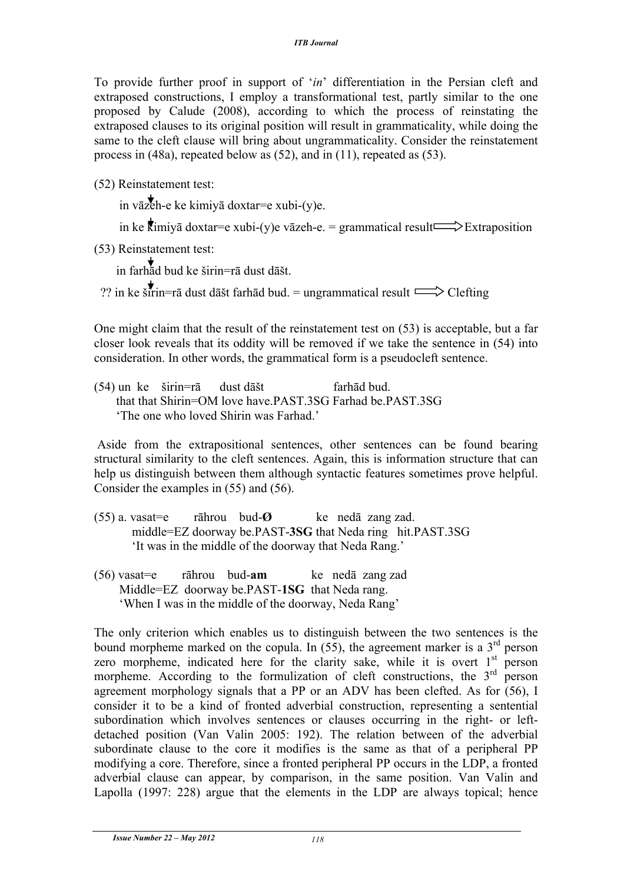To provide further proof in support of '*in*' differentiation in the Persian cleft and extraposed constructions, I employ a transformational test, partly similar to the one proposed by Calude (2008), according to which the process of reinstating the extraposed clauses to its original position will result in grammaticality, while doing the same to the cleft clause will bring about ungrammaticality. Consider the reinstatement process in (48a), repeated below as (52), and in (11), repeated as (53).

(52) Reinstatement test:

in vāzeh-e ke kimiyā doxtar=e xubi-(y)e.

in ke kimiyā doxtar=e xubi-(y)e vāzeh-e. = grammatical result ⟹ Extraposition

(53) Reinstatement test:

in farhād bud ke širin=rā dust dāšt.

?? in ke širin=rā dust dāšt farhād bud. = ungrammatical result ⟹ Clefting

One might claim that the result of the reinstatement test on (53) is acceptable, but a far closer look reveals that its oddity will be removed if we take the sentence in (54) into consideration. In other words, the grammatical form is a pseudocleft sentence.

(54) un ke širin=rā dust dāšt farhād bud.
that that Shirin=OM love have.PAST.3SG Farhad be.PAST.3SG
'The one who loved Shirin was Farhad.'

Aside from the extrapositional sentences, other sentences can be found bearing structural similarity to the cleft sentences. Again, this is information structure that can help us distinguish between them although syntactic features sometimes prove helpful. Consider the examples in (55) and (56).

(55) a. vasat=e rāhrou bud-**Ø** ke nedā zang zad.
middle=EZ doorway be.PAST-**3SG** that Neda ring hit.PAST.3SG
'It was in the middle of the doorway that Neda Rang.'

(56) vasat=e rāhrou bud-**am** ke nedā zang zad
Middle=EZ doorway be.PAST-**1SG** that Neda rang.
'When I was in the middle of the doorway, Neda Rang'

The only criterion which enables us to distinguish between the two sentences is the bound morpheme marked on the copula. In (55), the agreement marker is a 3rd person zero morpheme, indicated here for the clarity sake, while it is overt 1st person morpheme. According to the formulization of cleft constructions, the 3rd person agreement morphology signals that a PP or an ADV has been clefted. As for (56), I consider it to be a kind of fronted adverbial construction, representing a sentential subordination which involves sentences or clauses occurring in the right- or left-detached position (Van Valin 2005: 192). The relation between of the adverbial subordinate clause to the core it modifies is the same as that of a peripheral PP modifying a core. Therefore, since a fronted peripheral PP occurs in the LDP, a fronted adverbial clause can appear, by comparison, in the same position. Van Valin and Lapolla (1997: 228) argue that the elements in the LDP are always topical; hence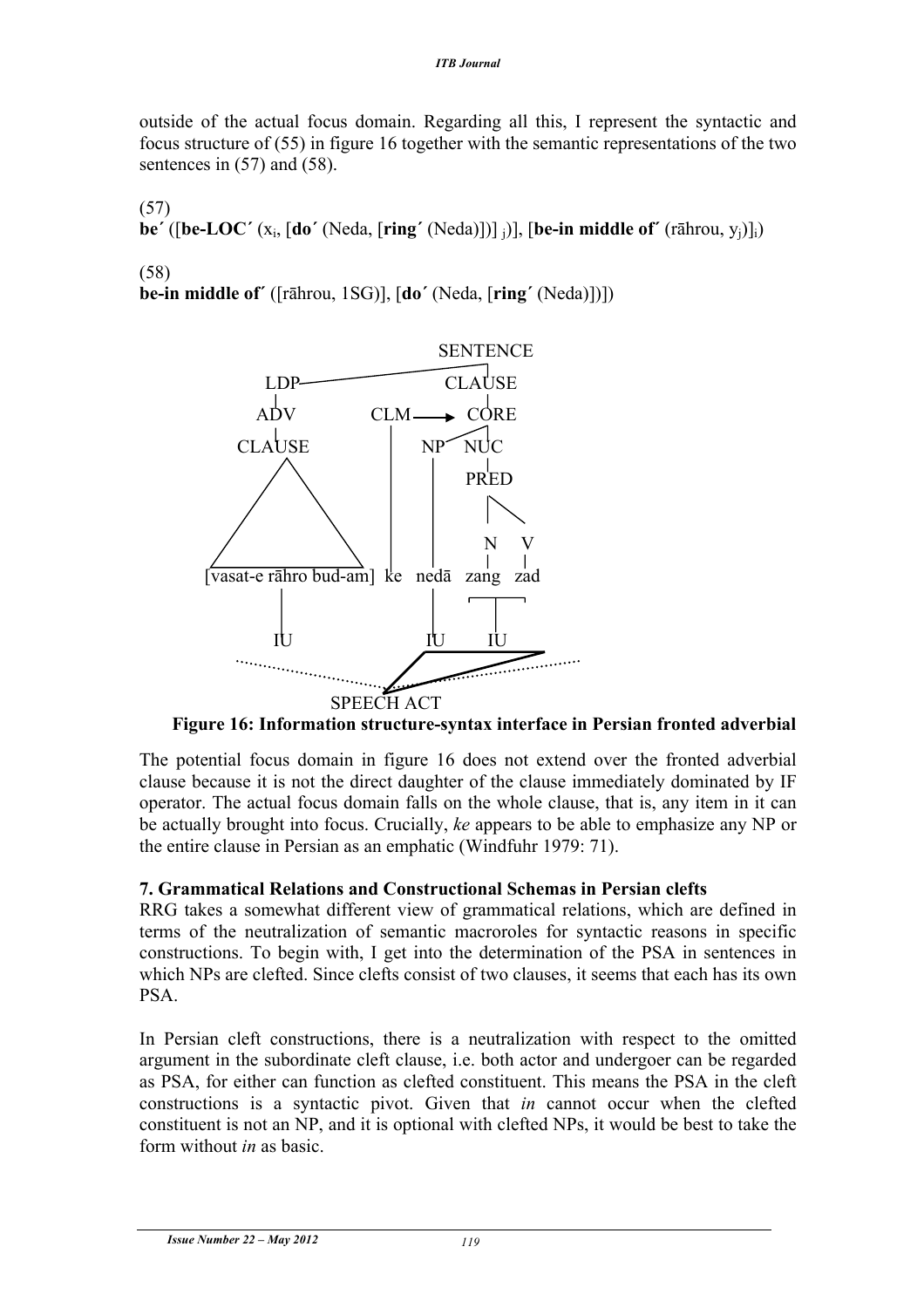outside of the actual focus domain. Regarding all this, I represent the syntactic and focus structure of (55) in figure 16 together with the semantic representations of the two sentences in (57) and (58).

(57)
**be´** ([**be-LOC´** ($x_i$, [**do´** (Neda, [**ring´** (Neda)])] $_j$)], [**be-in middle of´** (rāhrou, $y_j$)]$_i$)

(58)
**be-in middle of´** ([rāhrou, 1SG)], [**do´** (Neda, [**ring´** (Neda)])])

```
                                   SENTENCE
              LDP------------------CLAUSE
               |                     |
              ADV        CLM -----> CORE
               |          |        /    \
            CLAUSE        |      NP     NUC
             /\           |      |       |
            /  \          |      |      PRED
           /    \         |      |      /  \
          /      \        |      |     N    V
 [vasat-e rāhro bud-am]  ke    nedā  zang  zad
          |                     |      |
          IU                    IU     IU
                                    SPEECH ACT
```

**Figure 16: Information structure-syntax interface in Persian fronted adverbial**

The potential focus domain in figure 16 does not extend over the fronted adverbial clause because it is not the direct daughter of the clause immediately dominated by IF operator. The actual focus domain falls on the whole clause, that is, any item in it can be actually brought into focus. Crucially, *ke* appears to be able to emphasize any NP or the entire clause in Persian as an emphatic (Windfuhr 1979: 71).

## 7. Grammatical Relations and Constructional Schemas in Persian clefts

RRG takes a somewhat different view of grammatical relations, which are defined in terms of the neutralization of semantic macroroles for syntactic reasons in specific constructions. To begin with, I get into the determination of the PSA in sentences in which NPs are clefted. Since clefts consist of two clauses, it seems that each has its own PSA.

In Persian cleft constructions, there is a neutralization with respect to the omitted argument in the subordinate cleft clause, i.e. both actor and undergoer can be regarded as PSA, for either can function as clefted constituent. This means the PSA in the cleft constructions is a syntactic pivot. Given that *in* cannot occur when the clefted constituent is not an NP, and it is optional with clefted NPs, it would be best to take the form without *in* as basic.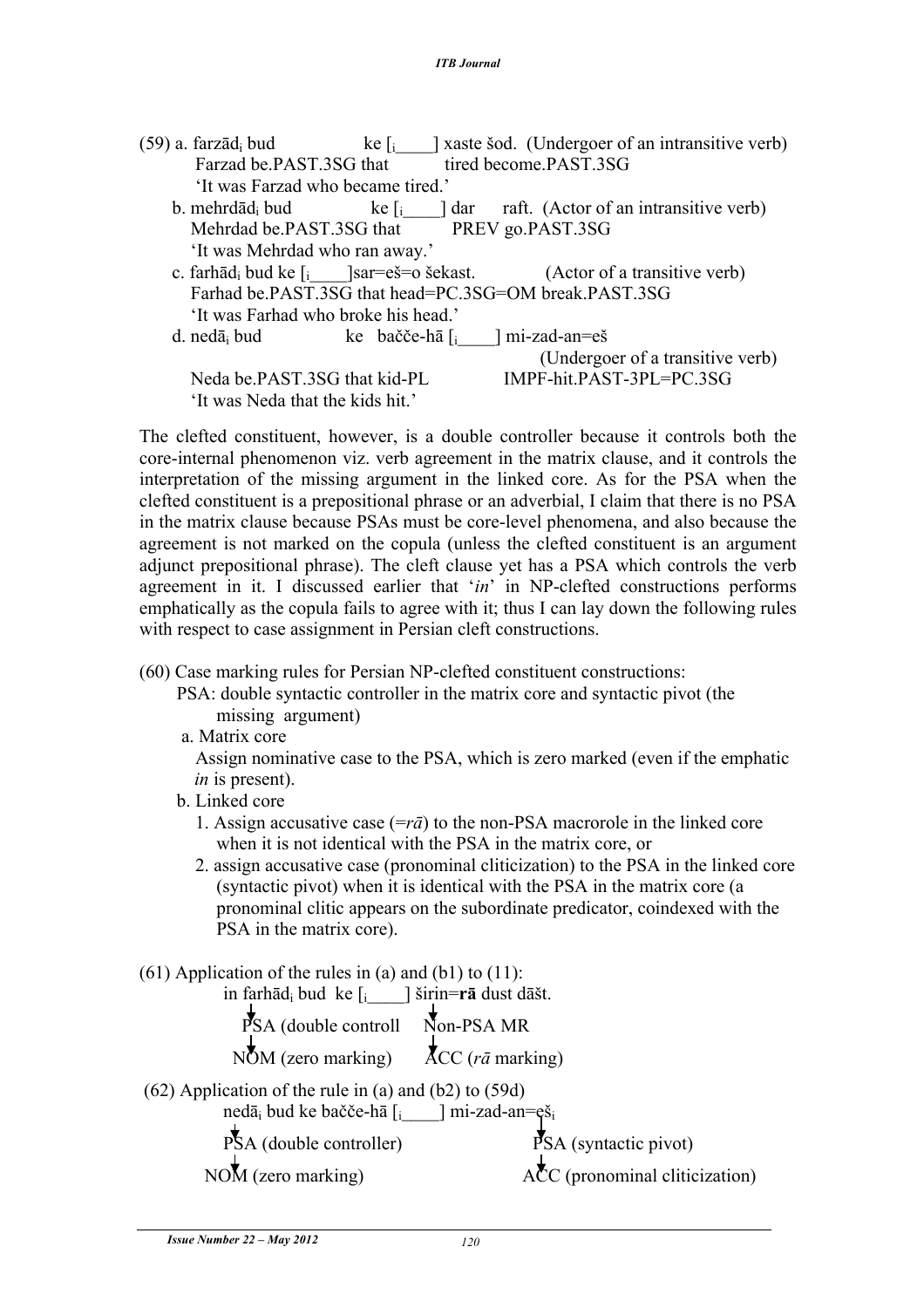(59) a. farzād$_i$ bud ke [$_i$____] xaste šod. (Undergoer of an intransitive verb)
Farzad be.PAST.3SG that tired become.PAST.3SG
'It was Farzad who became tired.'

b. mehrdād$_i$ bud ke [$_i$____] dar raft. (Actor of an intransitive verb)
Mehrdad be.PAST.3SG that PREV go.PAST.3SG
'It was Mehrdad who ran away.'

c. farhād$_i$ bud ke [$_i$____]sar=eš=o šekast. (Actor of a transitive verb)
Farhad be.PAST.3SG that head=PC.3SG=OM break.PAST.3SG
'It was Farhad who broke his head.'

d. nedā$_i$ bud ke bačče-hā [$_i$____] mi-zad-an=eš (Undergoer of a transitive verb)
Neda be.PAST.3SG that kid-PL IMPF-hit.PAST-3PL=PC.3SG
'It was Neda that the kids hit.'

The clefted constituent, however, is a double controller because it controls both the core-internal phenomenon viz. verb agreement in the matrix clause, and it controls the interpretation of the missing argument in the linked core. As for the PSA when the clefted constituent is a prepositional phrase or an adverbial, I claim that there is no PSA in the matrix clause because PSAs must be core-level phenomena, and also because the agreement is not marked on the copula (unless the clefted constituent is an argument adjunct prepositional phrase). The cleft clause yet has a PSA which controls the verb agreement in it. I discussed earlier that '*in*' in NP-clefted constructions performs emphatically as the copula fails to agree with it; thus I can lay down the following rules with respect to case assignment in Persian cleft constructions.

(60) Case marking rules for Persian NP-clefted constituent constructions:
PSA: double syntactic controller in the matrix core and syntactic pivot (the missing argument)

a. Matrix core
Assign nominative case to the PSA, which is zero marked (even if the emphatic *in* is present).

b. Linked core
1. Assign accusative case (=*rā*) to the non-PSA macrorole in the linked core when it is not identical with the PSA in the matrix core, or
2. assign accusative case (pronominal cliticization) to the PSA in the linked core (syntactic pivot) when it is identical with the PSA in the matrix core (a pronominal clitic appears on the subordinate predicator, coindexed with the PSA in the matrix core).

(61) Application of the rules in (a) and (b1) to (11):

in farhād$_i$ bud ke [$_i$____] širin=**rā** dust dāšt.
↓ PSA (double controll ↓ Non-PSA MR
↓ NOM (zero marking) ↓ ACC (*rā* marking)

(62) Application of the rule in (a) and (b2) to (59d)

nedā$_i$ bud ke bačče-hā [$_i$____] mi-zad-an=eš$_i$
↓ PSA (double controller) ↓ PSA (syntactic pivot)
↓ NOM (zero marking) ↓ ACC (pronominal cliticization)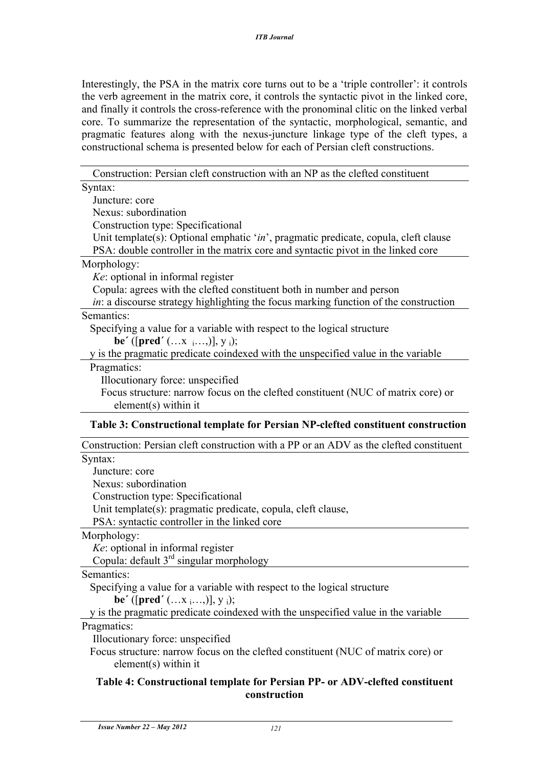Interestingly, the PSA in the matrix core turns out to be a 'triple controller': it controls the verb agreement in the matrix core, it controls the syntactic pivot in the linked core, and finally it controls the cross-reference with the pronominal clitic on the linked verbal core. To summarize the representation of the syntactic, morphological, semantic, and pragmatic features along with the nexus-juncture linkage type of the cleft types, a constructional schema is presented below for each of Persian cleft constructions.

| Construction: Persian cleft construction with an NP as the clefted constituent |
|---|
| Syntax:<br>Juncture: core<br>Nexus: subordination<br>Construction type: Specificational<br>Unit template(s): Optional emphatic '*in*', pragmatic predicate, copula, cleft clause<br>PSA: double controller in the matrix core and syntactic pivot in the linked core |
| Morphology:<br>*Ke*: optional in informal register<br>Copula: agrees with the clefted constituent both in number and person<br>*in*: a discourse strategy highlighting the focus marking function of the construction |
| Semantics:<br>Specifying a value for a variable with respect to the logical structure<br>**be´** ([**pred´** (…$x_i$…,)], $y_i$);<br>y is the pragmatic predicate coindexed with the unspecified value in the variable |
| Pragmatics:<br>Illocutionary force: unspecified<br>Focus structure: narrow focus on the clefted constituent (NUC of matrix core) or element(s) within it |

**Table 3: Constructional template for Persian NP-clefted constituent construction**

| Construction: Persian cleft construction with a PP or an ADV as the clefted constituent |
|---|
| Syntax:<br>Juncture: core<br>Nexus: subordination<br>Construction type: Specificational<br>Unit template(s): pragmatic predicate, copula, cleft clause,<br>PSA: syntactic controller in the linked core |
| Morphology:<br>*Ke*: optional in informal register<br>Copula: default 3rd singular morphology |
| Semantics:<br>Specifying a value for a variable with respect to the logical structure<br>**be´** ([**pred´** (…$x_i$…,)], $y_i$);<br>y is the pragmatic predicate coindexed with the unspecified value in the variable |
| Pragmatics:<br>Illocutionary force: unspecified<br>Focus structure: narrow focus on the clefted constituent (NUC of matrix core) or element(s) within it |

**Table 4: Constructional template for Persian PP- or ADV-clefted constituent construction**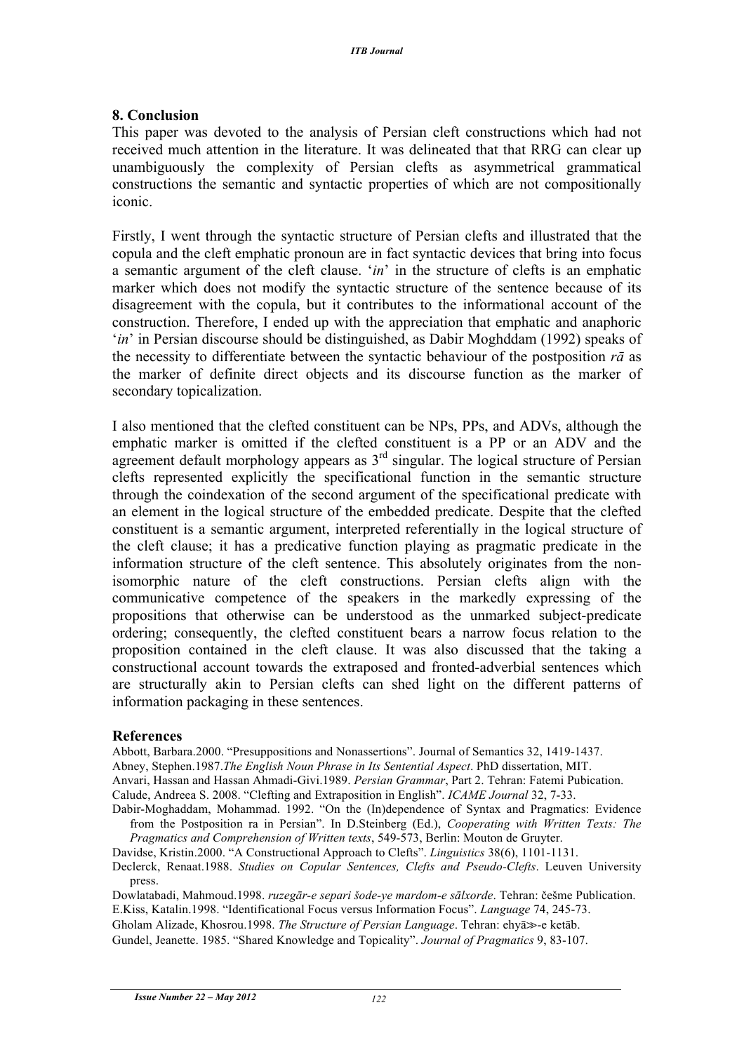## 8. Conclusion

This paper was devoted to the analysis of Persian cleft constructions which had not received much attention in the literature. It was delineated that that RRG can clear up unambiguously the complexity of Persian clefts as asymmetrical grammatical constructions the semantic and syntactic properties of which are not compositionally iconic.

Firstly, I went through the syntactic structure of Persian clefts and illustrated that the copula and the cleft emphatic pronoun are in fact syntactic devices that bring into focus a semantic argument of the cleft clause. '*in*' in the structure of clefts is an emphatic marker which does not modify the syntactic structure of the sentence because of its disagreement with the copula, but it contributes to the informational account of the construction. Therefore, I ended up with the appreciation that emphatic and anaphoric '*in*' in Persian discourse should be distinguished, as Dabir Moghddam (1992) speaks of the necessity to differentiate between the syntactic behaviour of the postposition *rā* as the marker of definite direct objects and its discourse function as the marker of secondary topicalization.

I also mentioned that the clefted constituent can be NPs, PPs, and ADVs, although the emphatic marker is omitted if the clefted constituent is a PP or an ADV and the agreement default morphology appears as 3rd singular. The logical structure of Persian clefts represented explicitly the specificational function in the semantic structure through the coindexation of the second argument of the specificational predicate with an element in the logical structure of the embedded predicate. Despite that the clefted constituent is a semantic argument, interpreted referentially in the logical structure of the cleft clause; it has a predicative function playing as pragmatic predicate in the information structure of the cleft sentence. This absolutely originates from the non-isomorphic nature of the cleft constructions. Persian clefts align with the communicative competence of the speakers in the markedly expressing of the propositions that otherwise can be understood as the unmarked subject-predicate ordering; consequently, the clefted constituent bears a narrow focus relation to the proposition contained in the cleft clause. It was also discussed that the taking a constructional account towards the extraposed and fronted-adverbial sentences which are structurally akin to Persian clefts can shed light on the different patterns of information packaging in these sentences.

## References

Abbott, Barbara.2000. "Presuppositions and Nonassertions". Journal of Semantics 32, 1419-1437.

Abney, Stephen.1987.*The English Noun Phrase in Its Sentential Aspect*. PhD dissertation, MIT.

Anvari, Hassan and Hassan Ahmadi-Givi.1989. *Persian Grammar*, Part 2. Tehran: Fatemi Pubication.

Calude, Andreea S. 2008. "Clefting and Extraposition in English". *ICAME Journal* 32, 7-33.

Dabir-Moghaddam, Mohammad. 1992. "On the (In)dependence of Syntax and Pragmatics: Evidence from the Postposition ra in Persian". In D.Steinberg (Ed.), *Cooperating with Written Texts: The Pragmatics and Comprehension of Written texts*, 549-573, Berlin: Mouton de Gruyter.

Davidse, Kristin.2000. "A Constructional Approach to Clefts". *Linguistics* 38(6), 1101-1131.

Declerck, Renaat.1988. *Studies on Copular Sentences, Clefts and Pseudo-Clefts*. Leuven University press.

Dowlatabadi, Mahmoud.1998. *ruzegār-e separi šode-ye mardom-e sālxorde*. Tehran: češme Publication.

E.Kiss, Katalin.1998. "Identificational Focus versus Information Focus". *Language* 74, 245-73.

Gholam Alizade, Khosrou.1998. *The Structure of Persian Language*. Tehran: ehyā≫-e ketāb.

Gundel, Jeanette. 1985. "Shared Knowledge and Topicality". *Journal of Pragmatics* 9, 83-107.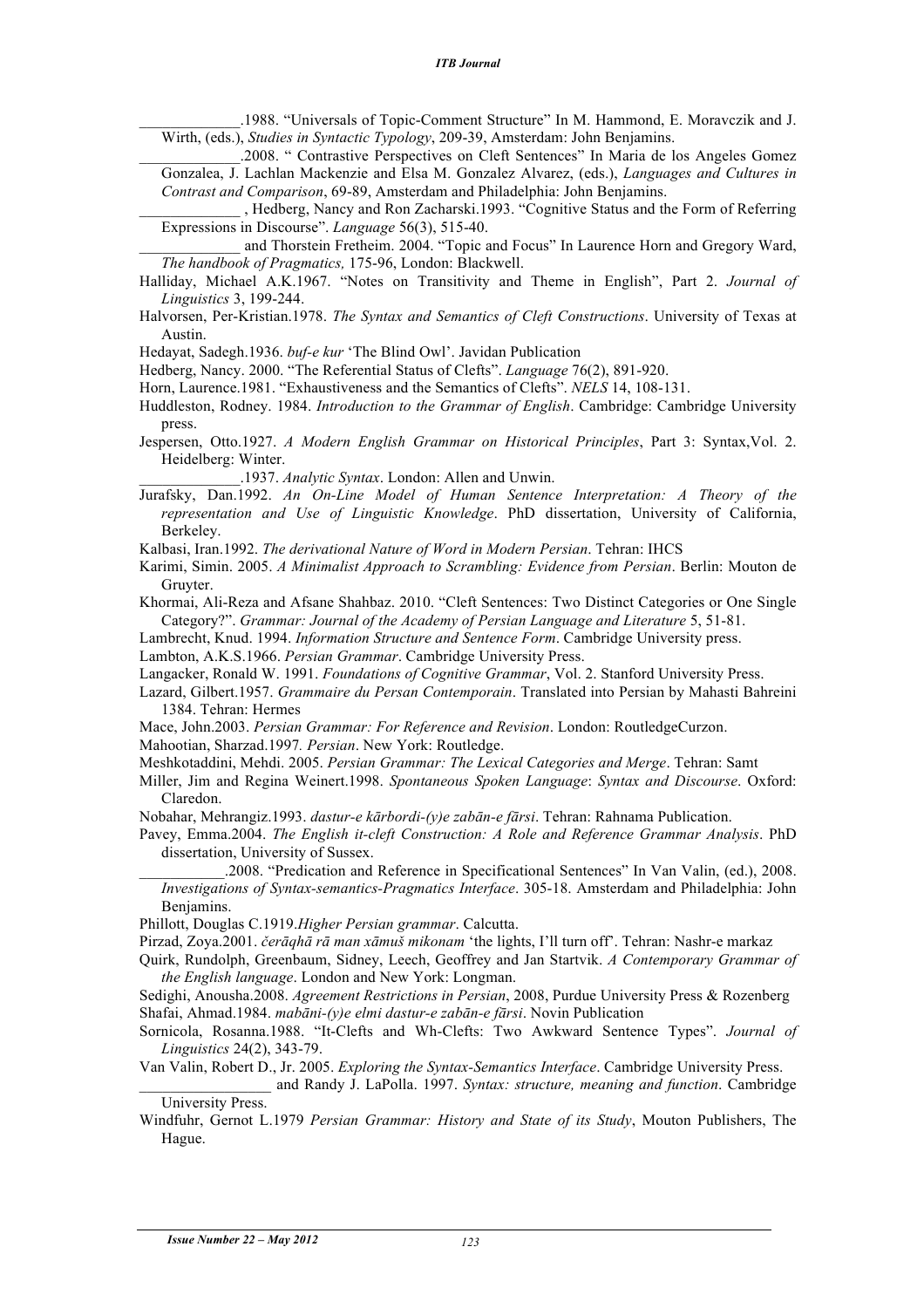\_\_\_\_\_\_\_\_\_\_\_\_\_.1988. "Universals of Topic-Comment Structure" In M. Hammond, E. Moravczik and J. Wirth, (eds.), *Studies in Syntactic Typology*, 209-39, Amsterdam: John Benjamins.

\_\_\_\_\_\_\_\_\_\_\_\_\_.2008. " Contrastive Perspectives on Cleft Sentences" In Maria de los Angeles Gomez Gonzalea, J. Lachlan Mackenzie and Elsa M. Gonzalez Alvarez, (eds.), *Languages and Cultures in Contrast and Comparison*, 69-89, Amsterdam and Philadelphia: John Benjamins.

\_\_\_\_\_\_\_\_\_\_\_\_\_ , Hedberg, Nancy and Ron Zacharski.1993. "Cognitive Status and the Form of Referring Expressions in Discourse". *Language* 56(3), 515-40.

\_\_\_\_\_\_\_\_\_\_\_\_\_ and Thorstein Fretheim. 2004. "Topic and Focus" In Laurence Horn and Gregory Ward, *The handbook of Pragmatics,* 175-96, London: Blackwell.

Halliday, Michael A.K.1967. "Notes on Transitivity and Theme in English", Part 2. *Journal of Linguistics* 3, 199-244.

Halvorsen, Per-Kristian.1978. *The Syntax and Semantics of Cleft Constructions*. University of Texas at Austin.

Hedayat, Sadegh.1936. *buf-e kur* 'The Blind Owl'. Javidan Publication

Hedberg, Nancy. 2000. "The Referential Status of Clefts". *Language* 76(2), 891-920.

Horn, Laurence.1981. "Exhaustiveness and the Semantics of Clefts". *NELS* 14, 108-131.

Huddleston, Rodney. 1984. *Introduction to the Grammar of English*. Cambridge: Cambridge University press.

Jespersen, Otto.1927. *A Modern English Grammar on Historical Principles*, Part 3: Syntax,Vol. 2. Heidelberg: Winter.

\_\_\_\_\_\_\_\_\_\_\_\_\_.1937. *Analytic Syntax*. London: Allen and Unwin.

Jurafsky, Dan.1992. *An On-Line Model of Human Sentence Interpretation: A Theory of the representation and Use of Linguistic Knowledge*. PhD dissertation, University of California, Berkeley.

Kalbasi, Iran.1992. *The derivational Nature of Word in Modern Persian*. Tehran: IHCS

Karimi, Simin. 2005. *A Minimalist Approach to Scrambling: Evidence from Persian*. Berlin: Mouton de Gruyter.

Khormai, Ali-Reza and Afsane Shahbaz. 2010. "Cleft Sentences: Two Distinct Categories or One Single Category?". *Grammar: Journal of the Academy of Persian Language and Literature* 5, 51-81.

Lambrecht, Knud. 1994. *Information Structure and Sentence Form*. Cambridge University press.

Lambton, A.K.S.1966. *Persian Grammar*. Cambridge University Press.

Langacker, Ronald W. 1991. *Foundations of Cognitive Grammar*, Vol. 2. Stanford University Press.

Lazard, Gilbert.1957. *Grammaire du Persan Contemporain*. Translated into Persian by Mahasti Bahreini 1384. Tehran: Hermes

Mace, John.2003. *Persian Grammar: For Reference and Revision*. London: RoutledgeCurzon.

Mahootian, Sharzad.1997*. Persian*. New York: Routledge.

Meshkotaddini, Mehdi. 2005. *Persian Grammar: The Lexical Categories and Merge*. Tehran: Samt

Miller, Jim and Regina Weinert.1998. *Spontaneous Spoken Language*: *Syntax and Discourse*. Oxford: Claredon.

Nobahar, Mehrangiz.1993. *dastur-e kārbordi-(y)e zabān-e fārsi*. Tehran: Rahnama Publication.

Pavey, Emma.2004. *The English it-cleft Construction: A Role and Reference Grammar Analysis*. PhD dissertation, University of Sussex.

\_\_\_\_\_\_\_\_\_\_\_.2008. "Predication and Reference in Specificational Sentences" In Van Valin, (ed.), 2008. *Investigations of Syntax-semantics-Pragmatics Interface*. 305-18. Amsterdam and Philadelphia: John Benjamins.

Phillott, Douglas C.1919.*Higher Persian grammar*. Calcutta.

Pirzad, Zoya.2001. *čerāqhā rā man xāmuš mikonam* 'the lights, I'll turn off'. Tehran: Nashr-e markaz

Quirk, Rundolph, Greenbaum, Sidney, Leech, Geoffrey and Jan Startvik. *A Contemporary Grammar of the English language*. London and New York: Longman.

Sedighi, Anousha.2008. *Agreement Restrictions in Persian*, 2008, Purdue University Press & Rozenberg

Shafai, Ahmad.1984. *mabāni-(y)e elmi dastur-e zabān-e fārsi*. Novin Publication

Sornicola, Rosanna.1988. "It-Clefts and Wh-Clefts: Two Awkward Sentence Types". *Journal of Linguistics* 24(2), 343-79.

Van Valin, Robert D., Jr. 2005. *Exploring the Syntax-Semantics Interface*. Cambridge University Press.

\_\_\_\_\_\_\_\_\_\_\_\_\_\_\_\_\_ and Randy J. LaPolla. 1997. *Syntax: structure, meaning and function*. Cambridge University Press.

Windfuhr, Gernot L.1979 *Persian Grammar: History and State of its Study*, Mouton Publishers, The Hague.